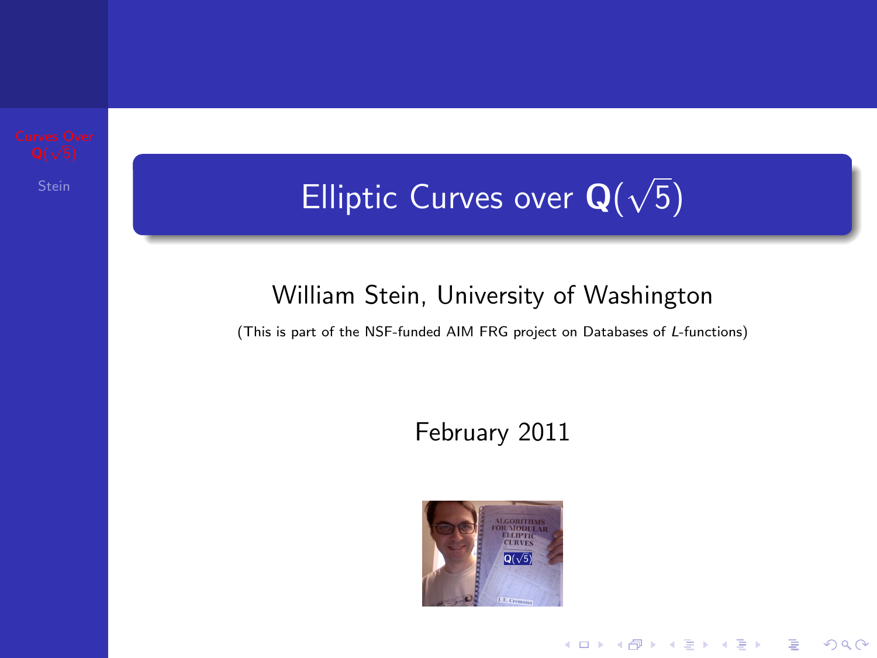# Elliptic Curves over $\mathbf{Q}(\sqrt{5})$

William Stein, University of Washington

(This is part of the NSF-funded AIM FRG project on Databases of $L$-functions)

February 2011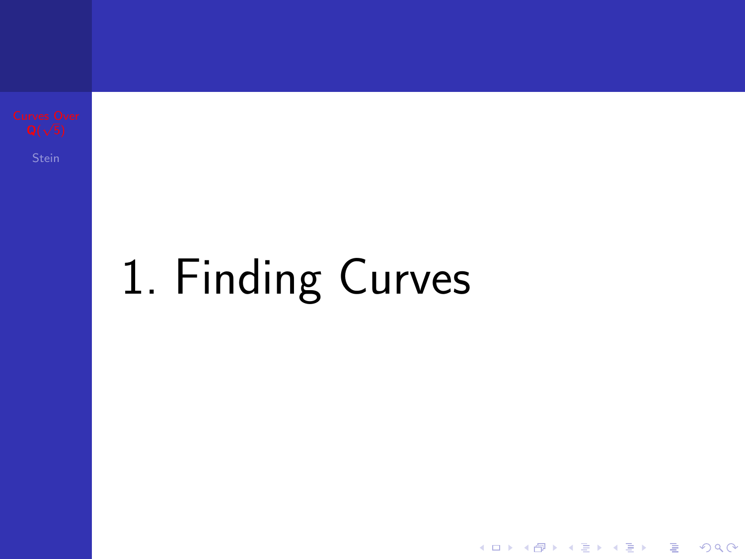# 1. Finding Curves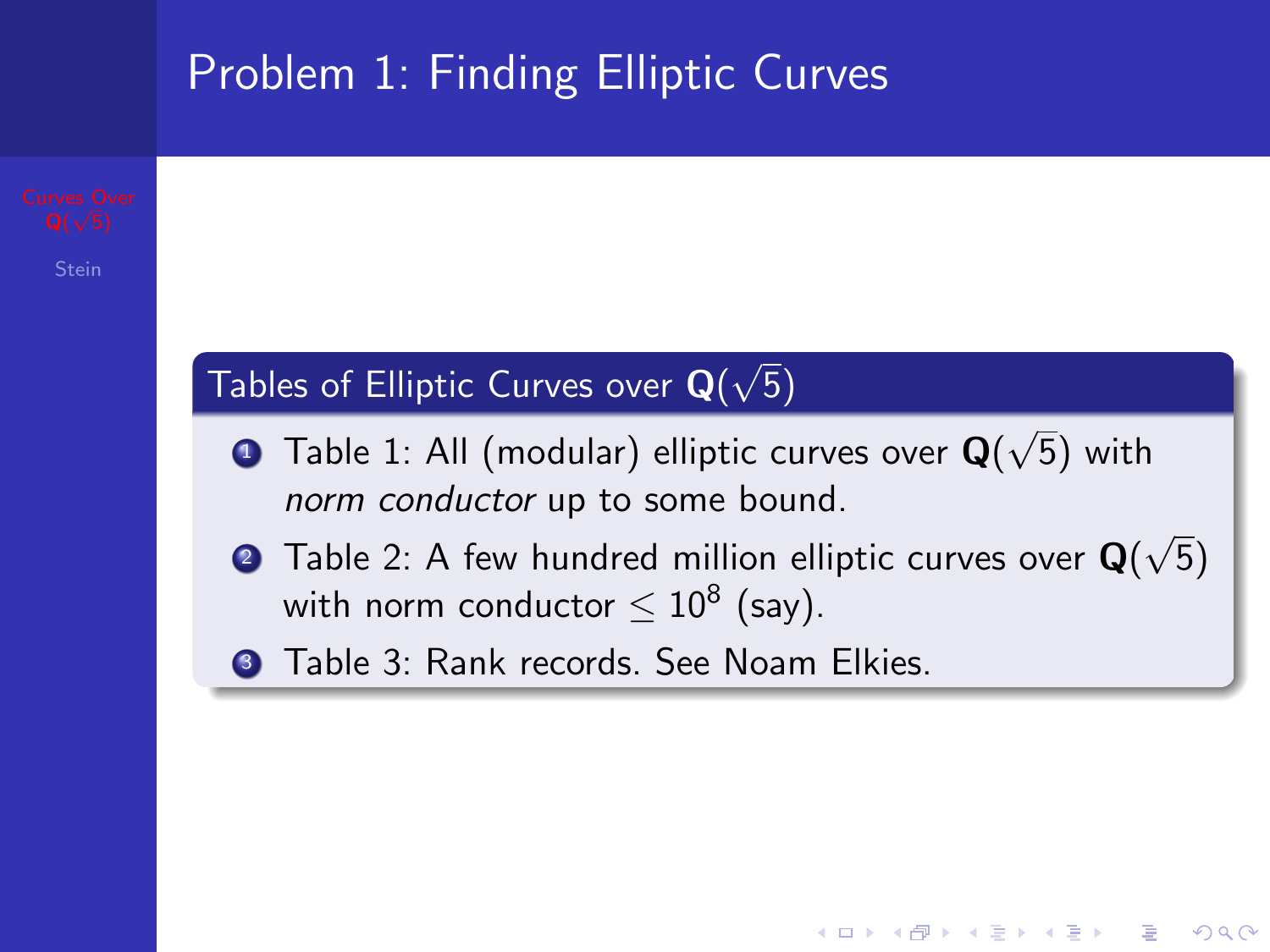# Problem 1: Finding Elliptic Curves

### Tables of Elliptic Curves over $\mathbf{Q}(\sqrt{5})$

1. Table 1: All (modular) elliptic curves over $\mathbf{Q}(\sqrt{5})$ with *norm conductor* up to some bound.
2. Table 2: A few hundred million elliptic curves over $\mathbf{Q}(\sqrt{5})$ with norm conductor $\leq 10^8$ (say).
3. Table 3: Rank records. See Noam Elkies.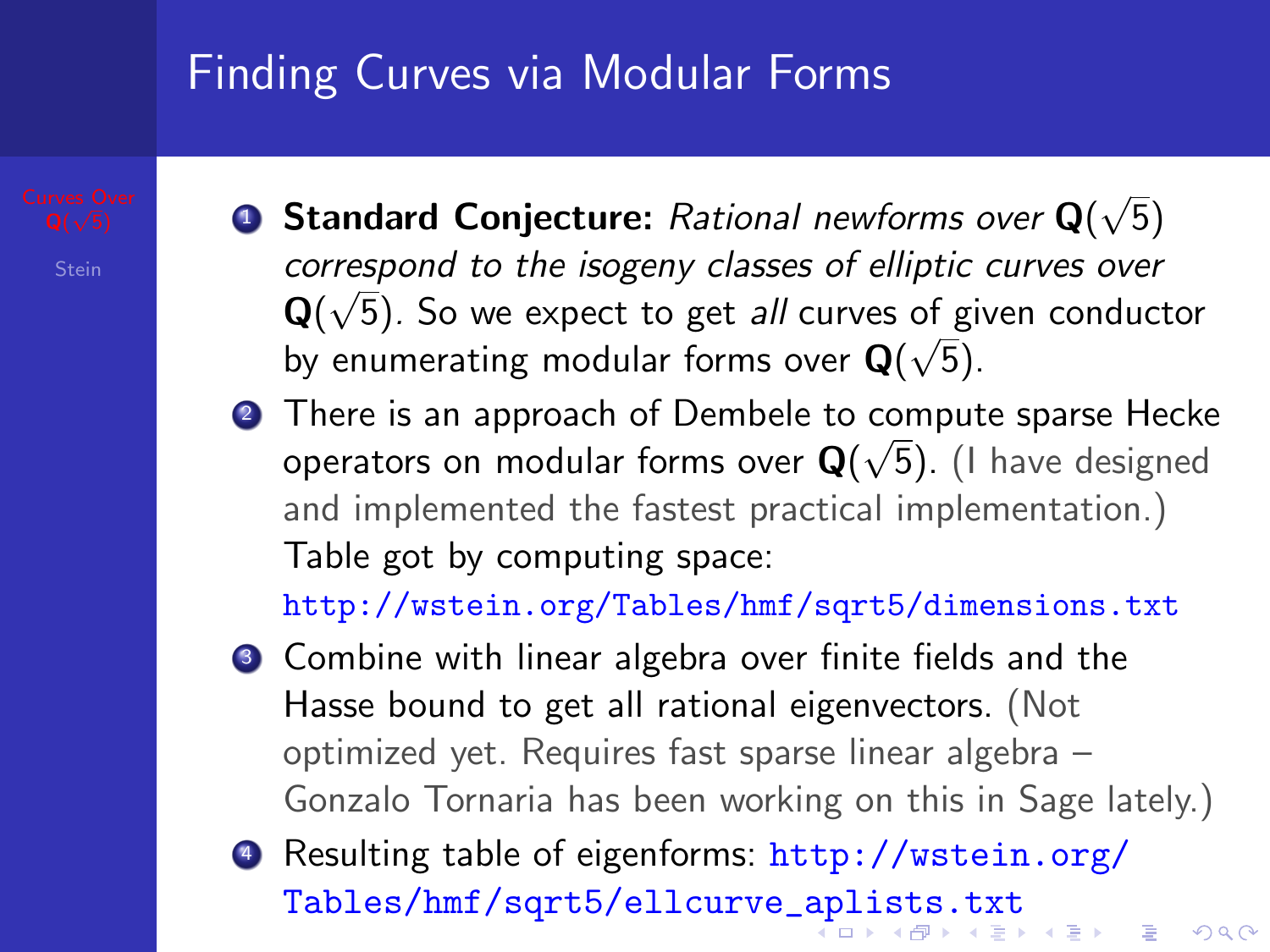# Finding Curves via Modular Forms

1. **Standard Conjecture:** *Rational newforms over $\mathbf{Q}(\sqrt{5})$ correspond to the isogeny classes of elliptic curves over $\mathbf{Q}(\sqrt{5})$.* So we expect to get *all* curves of given conductor by enumerating modular forms over $\mathbf{Q}(\sqrt{5})$.
2. There is an approach of Dembele to compute sparse Hecke operators on modular forms over $\mathbf{Q}(\sqrt{5})$. (I have designed and implemented the fastest practical implementation.) Table got by computing space: http://wstein.org/Tables/hmf/sqrt5/dimensions.txt
3. Combine with linear algebra over finite fields and the Hasse bound to get all rational eigenvectors. (Not optimized yet. Requires fast sparse linear algebra – Gonzalo Tornaria has been working on this in Sage lately.)
4. Resulting table of eigenforms: http://wstein.org/Tables/hmf/sqrt5/ellcurve_aplists.txt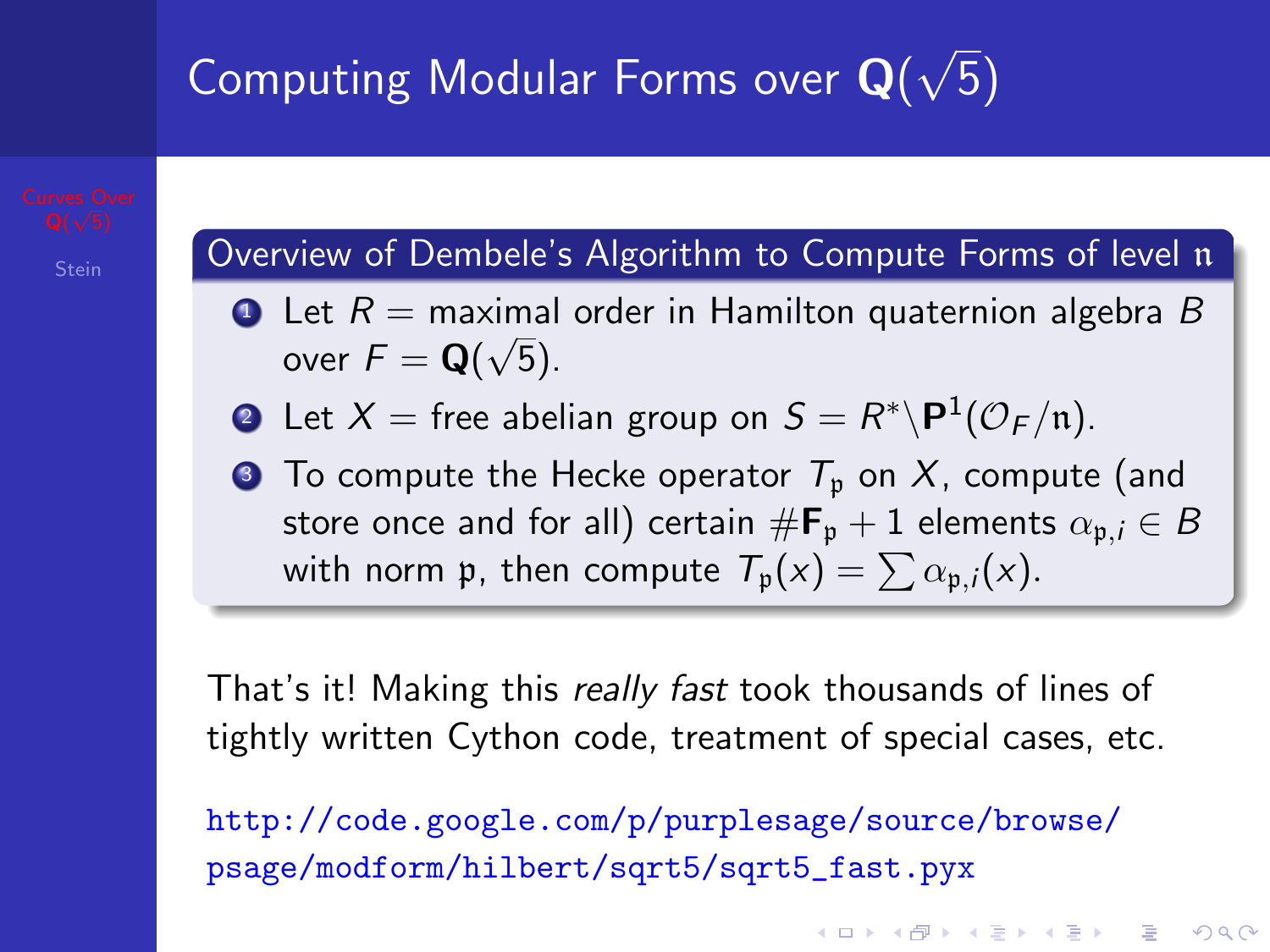# Computing Modular Forms over $\mathbf{Q}(\sqrt{5})$

**Overview of Dembele's Algorithm to Compute Forms of level $\mathfrak{n}$**

1. Let $R =$ maximal order in Hamilton quaternion algebra $B$ over $F = \mathbf{Q}(\sqrt{5})$.
2. Let $X =$ free abelian group on $S = R^* \backslash \mathbf{P}^1(\mathcal{O}_F/\mathfrak{n})$.
3. To compute the Hecke operator $T_\mathfrak{p}$ on $X$, compute (and store once and for all) certain $\#\mathbf{F}_\mathfrak{p} + 1$ elements $\alpha_{\mathfrak{p},i} \in B$ with norm $\mathfrak{p}$, then compute $T_\mathfrak{p}(x) = \sum \alpha_{\mathfrak{p},i}(x)$.

That's it! Making this *really fast* took thousands of lines of tightly written Cython code, treatment of special cases, etc.

http://code.google.com/p/purplesage/source/browse/psage/modform/hilbert/sqrt5/sqrt5_fast.pyx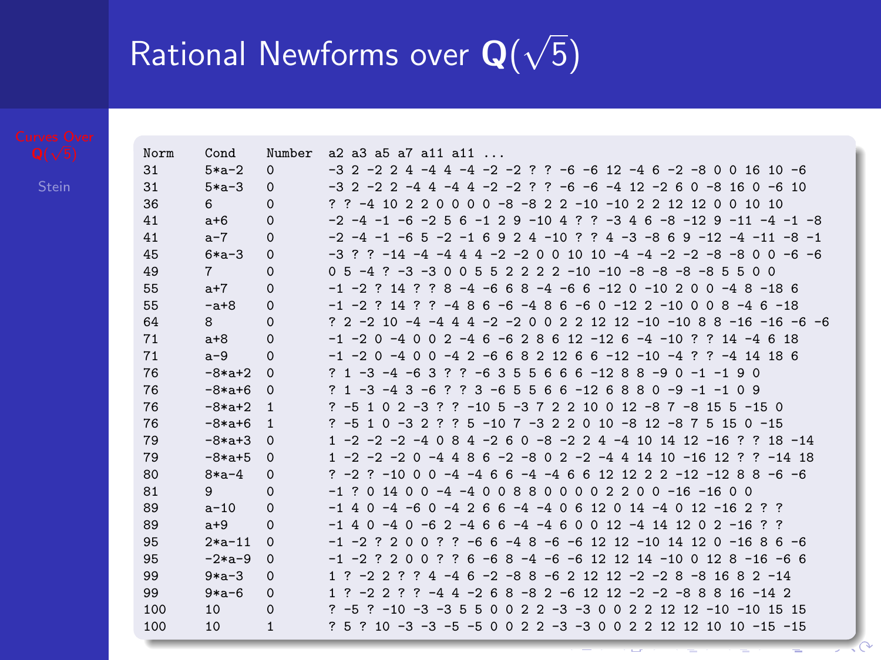# Rational Newforms over $\mathbf{Q}(\sqrt{5})$

```
Norm    Cond     Number  a2 a3 a5 a7 a11 a11 ...
31      5*a-2    0       -3 2 -2 2 4 -4 4 -4 -2 -2 ? ? -6 -6 12 -4 6 -2 -8 0 0 16 10 -6
31      5*a-3    0       -3 2 -2 2 -4 4 -4 4 -2 -2 ? ? -6 -6 -4 12 -2 6 0 -8 16 0 -6 10
36      6        0       ? ? -4 10 2 2 0 0 0 0 -8 -8 2 2 -10 -10 2 2 12 12 0 0 10 10
41      a+6      0       -2 -4 -1 -6 -2 5 6 -1 2 9 -10 4 ? ? -3 4 6 -8 -12 9 -11 -4 -1 -8
41      a-7      0       -2 -4 -1 -6 5 -2 -1 6 9 2 4 -10 ? ? 4 -3 -8 6 9 -12 -4 -11 -8 -1
45      6*a-3    0       -3 ? ? -14 -4 -4 4 4 -2 -2 0 0 10 10 -4 -4 -2 -2 -8 -8 0 0 -6 -6
49      7        0       0 5 -4 ? -3 -3 0 0 5 5 2 2 2 2 -10 -10 -8 -8 -8 -8 5 5 0 0
55      a+7      0       -1 -2 ? 14 ? ? 8 -4 -6 6 8 -4 -6 6 -12 0 -10 2 0 0 -4 8 -18 6
55      -a+8     0       -1 -2 ? 14 ? ? -4 8 6 -6 -4 8 6 -6 0 -12 2 -10 0 0 8 -4 6 -18
64      8        0       ? 2 -2 10 -4 -4 4 4 -2 -2 0 0 2 2 12 12 -10 -10 8 8 -16 -16 -6 -6
71      a+8      0       -1 -2 0 -4 0 0 2 -4 6 -6 2 8 6 12 -12 6 -4 -10 ? ? 14 -4 6 18
71      a-9      0       -1 -2 0 -4 0 0 -4 2 -6 6 8 2 12 6 6 -12 -10 -4 ? ? -4 14 18 6
76      -8*a+2   0       ? 1 -3 -4 -6 3 ? ? -6 3 5 5 6 6 6 -12 8 8 -9 0 -1 -1 9 0
76      -8*a+6   0       ? 1 -3 -4 3 -6 ? ? 3 -6 5 5 6 6 -12 6 8 8 0 -9 -1 -1 0 9
76      -8*a+2   1       ? -5 1 0 2 -3 ? ? -10 5 -3 7 2 2 10 0 12 -8 7 -8 15 5 -15 0
76      -8*a+6   1       ? -5 1 0 -3 2 ? ? 5 -10 7 -3 2 2 0 10 -8 12 -8 7 5 15 0 -15
79      -8*a+3   0       1 -2 -2 -2 -4 0 8 4 -2 6 0 -8 -2 2 4 -4 10 14 12 -16 ? ? 18 -14
79      -8*a+5   0       1 -2 -2 -2 0 -4 4 8 6 -2 -8 0 2 -2 -4 4 14 10 -16 12 ? ? -14 18
80      8*a-4    0       ? -2 ? -10 0 0 -4 -4 6 6 -4 -4 6 6 12 12 2 2 -12 -12 8 8 -6 -6
81      9        0       -1 ? 0 14 0 0 -4 -4 0 0 8 8 0 0 0 0 2 2 0 0 -16 -16 0 0
89      a-10     0       -1 4 0 -4 -6 0 -4 2 6 6 -4 -4 0 6 12 0 14 -4 0 12 -16 2 ? ?
89      a+9      0       -1 4 0 -4 0 -6 2 -4 6 6 -4 -4 6 0 0 12 -4 14 12 0 2 -16 ? ?
95      2*a-11   0       -1 -2 ? 2 0 0 ? ? -6 6 -4 8 -6 -6 12 12 -10 14 12 0 -16 8 6 -6
95      -2*a-9   0       -1 -2 ? 2 0 0 ? ? 6 -6 8 -4 -6 -6 12 12 14 -10 0 12 8 -16 -6 6
99      9*a-3    0       1 ? -2 2 ? ? 4 -4 6 -2 -8 8 -6 2 12 12 -2 -2 8 -8 16 8 2 -14
99      9*a-6    0       1 ? -2 2 ? ? -4 4 -2 6 8 -8 2 -6 12 12 -2 -2 -8 8 8 16 -14 2
100     10       0       ? -5 ? -10 -3 -3 5 5 0 0 2 2 -3 -3 0 0 2 2 12 12 -10 -10 15 15
100     10       1       ? 5 ? 10 -3 -3 -5 -5 0 0 2 2 -3 -3 0 0 2 2 12 12 10 10 -15 -15
```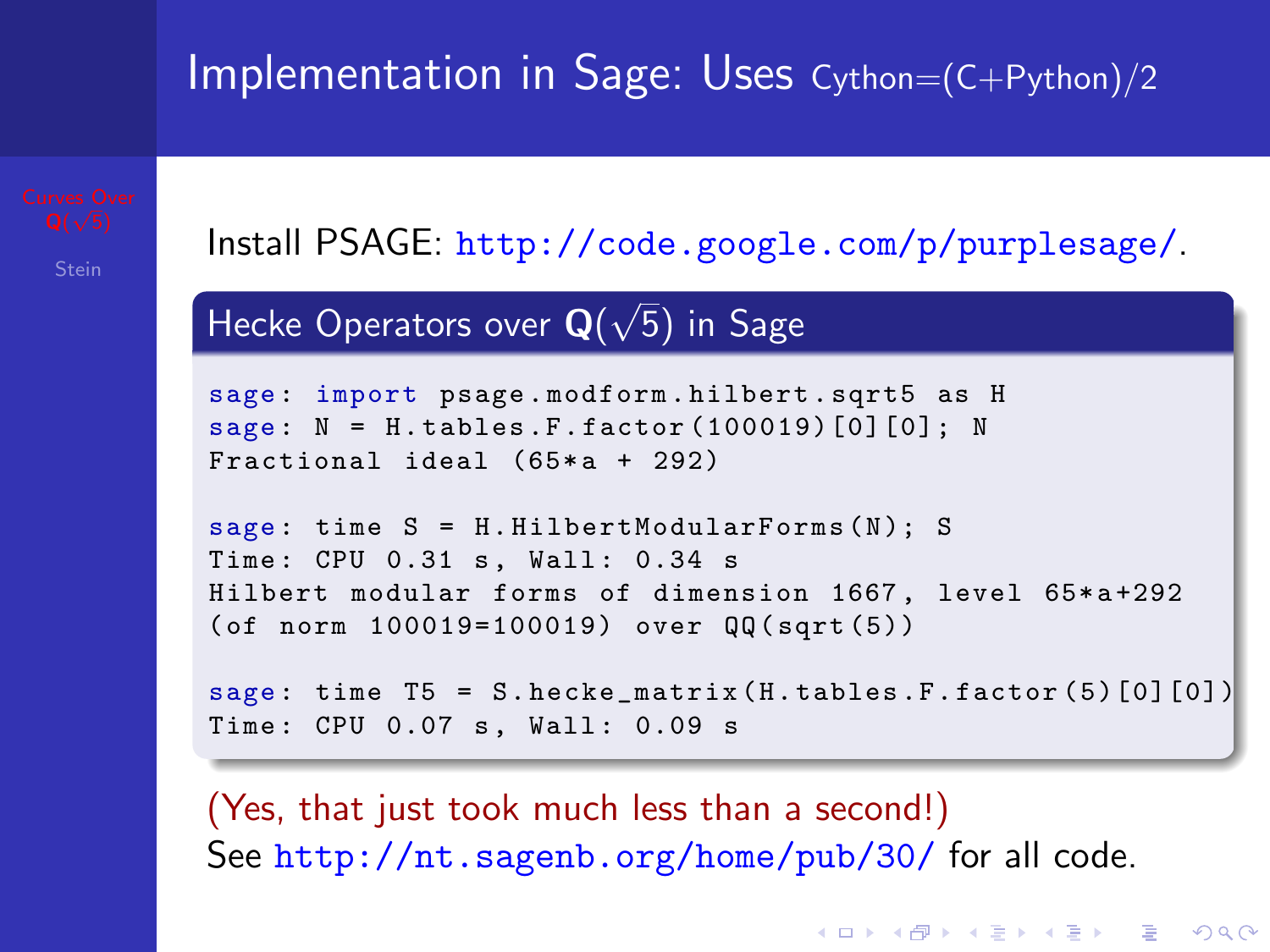# Implementation in Sage: Uses Cython=(C+Python)/2

Install PSAGE: http://code.google.com/p/purplesage/.

## Hecke Operators over $\mathbf{Q}(\sqrt{5})$ in Sage

```
sage: import psage.modform.hilbert.sqrt5 as H
sage: N = H.tables.F.factor(100019)[0][0]; N
Fractional ideal (65*a + 292)

sage: time S = H.HilbertModularForms(N); S
Time: CPU 0.31 s, Wall: 0.34 s
Hilbert modular forms of dimension 1667, level 65*a+292
(of norm 100019=100019) over QQ(sqrt(5))

sage: time T5 = S.hecke_matrix(H.tables.F.factor(5)[0][0])
Time: CPU 0.07 s, Wall: 0.09 s
```

(Yes, that just took much less than a second!)
See http://nt.sagenb.org/home/pub/30/ for all code.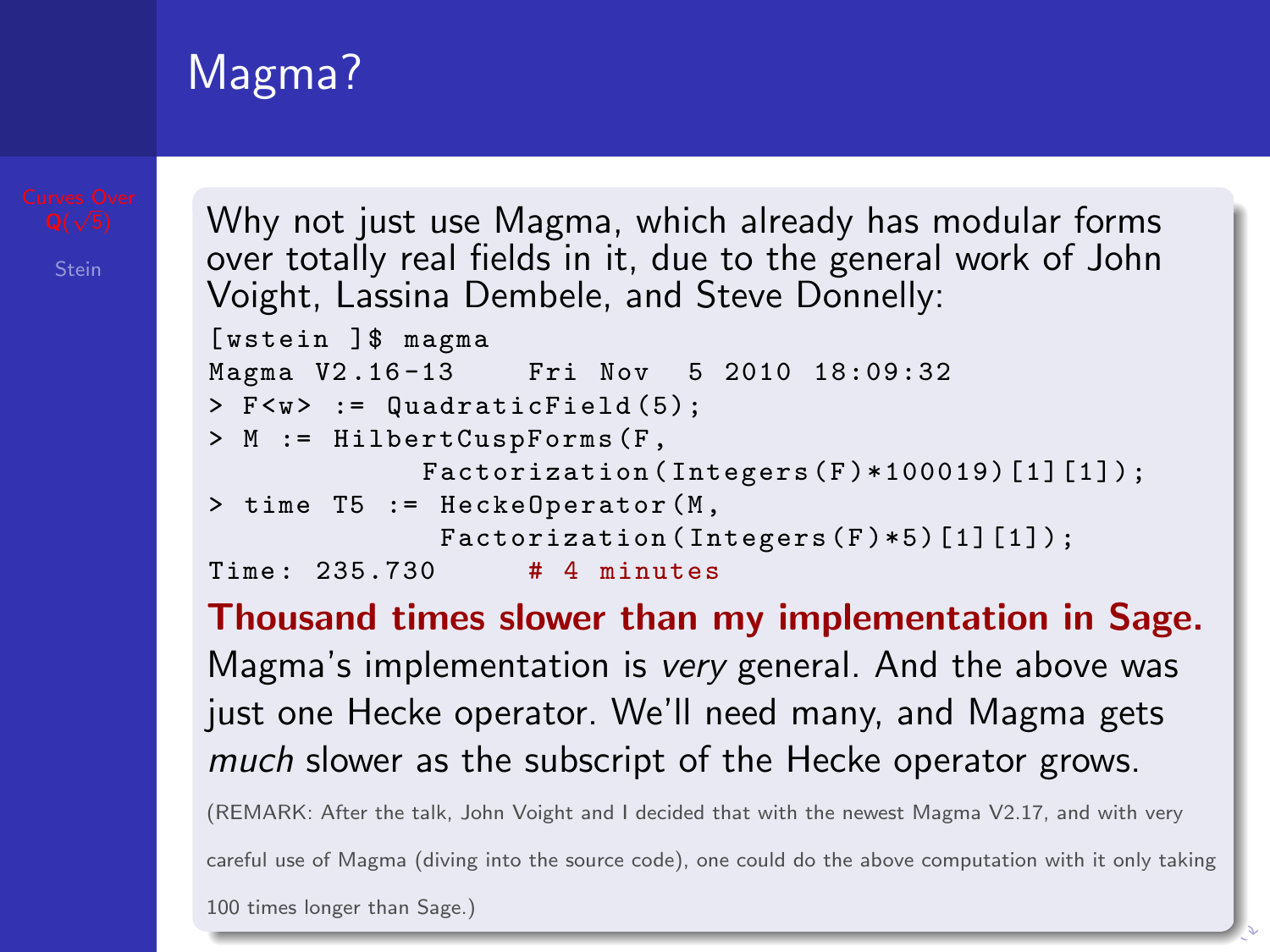# Magma?

Why not just use Magma, which already has modular forms over totally real fields in it, due to the general work of John Voight, Lassina Dembele, and Steve Donnelly:

```
[wstein ]$ magma
Magma V2.16-13    Fri Nov  5 2010 18:09:32
> F<w> := QuadraticField(5);
> M := HilbertCuspForms(F,
            Factorization(Integers(F)*100019)[1][1]);
> time T5 := HeckeOperator(M,
             Factorization(Integers(F)*5)[1][1]);
Time: 235.730      # 4 minutes
```

**Thousand times slower than my implementation in Sage.** Magma's implementation is *very* general. And the above was just one Hecke operator. We'll need many, and Magma gets *much* slower as the subscript of the Hecke operator grows.

(REMARK: After the talk, John Voight and I decided that with the newest Magma V2.17, and with very careful use of Magma (diving into the source code), one could do the above computation with it only taking 100 times longer than Sage.)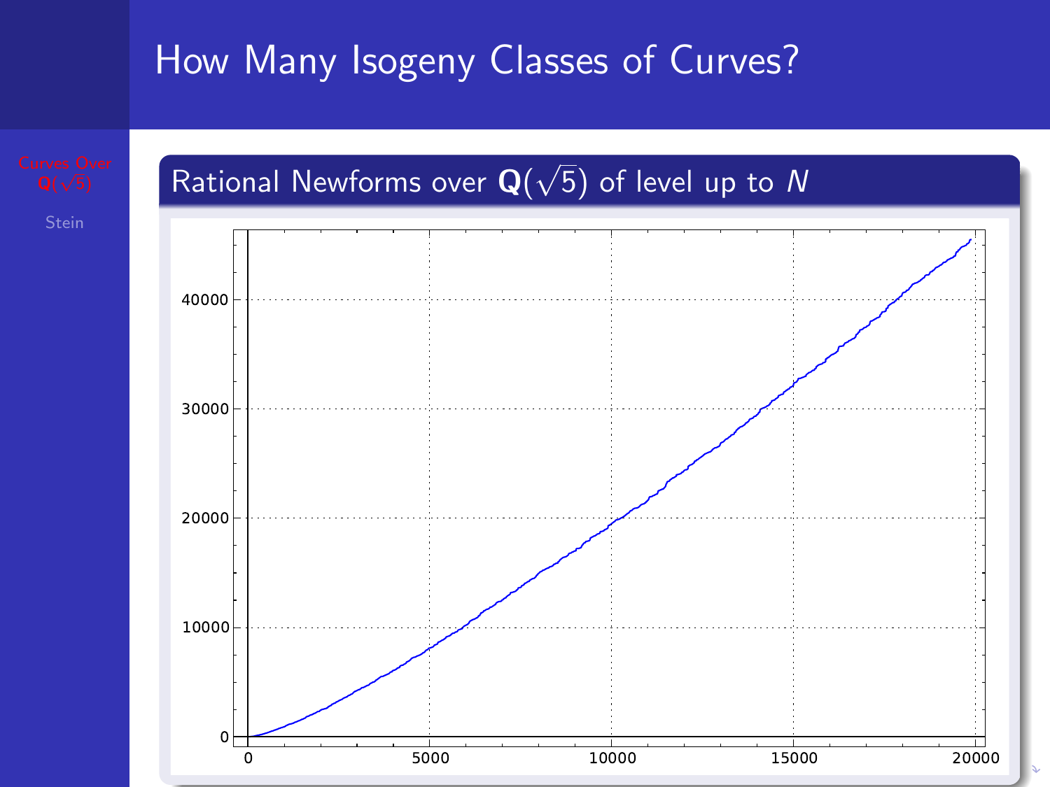# How Many Isogeny Classes of Curves?

## Rational Newforms over $\mathbf{Q}(\sqrt{5})$ of level up to $N$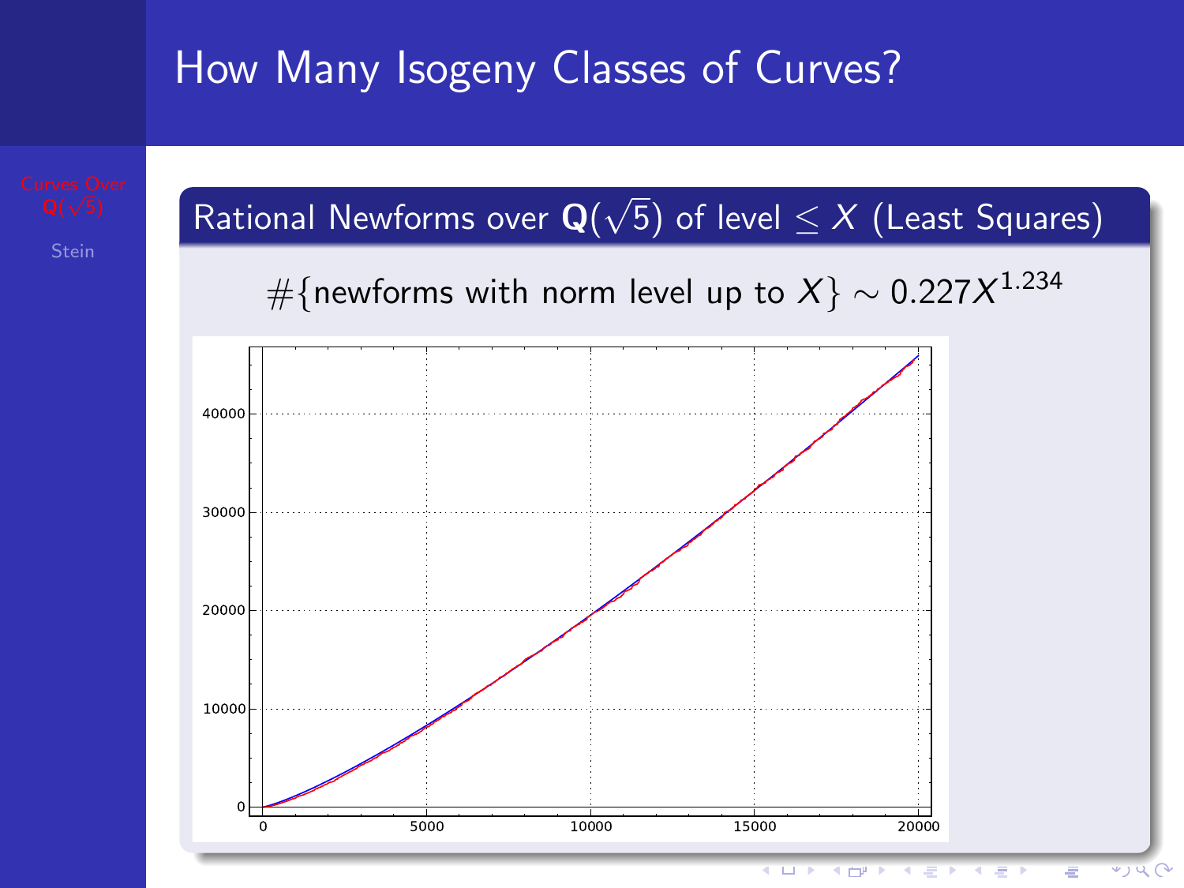# How Many Isogeny Classes of Curves?

## Rational Newforms over $\mathbf{Q}(\sqrt{5})$ of level $\leq X$ (Least Squares)

$$\#\{\text{newforms with norm level up to } X\} \sim 0.227X^{1.234}$$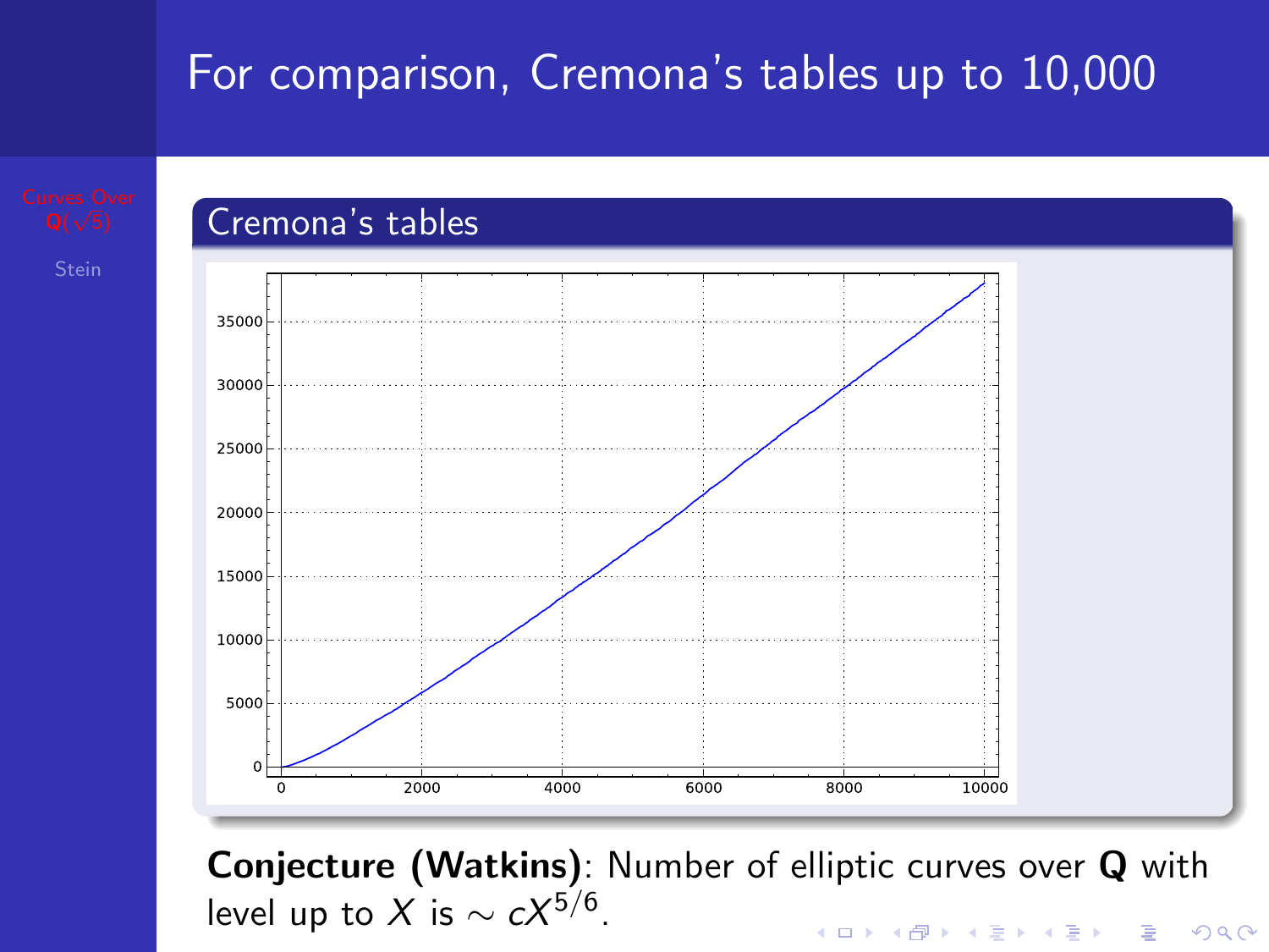# For comparison, Cremona's tables up to 10,000

## Cremona's tables

**Conjecture (Watkins)**: Number of elliptic curves over **Q** with level up to $X$ is $\sim cX^{5/6}$.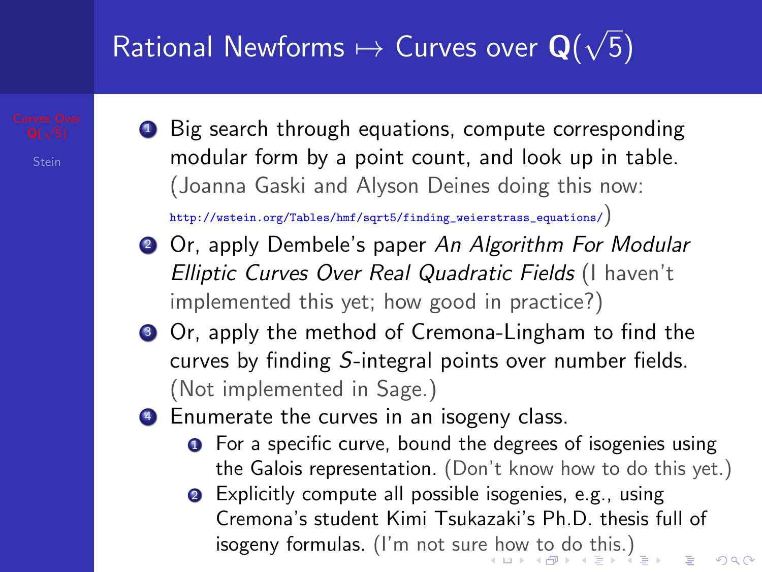# Rational Newforms ↦ Curves over $\mathbf{Q}(\sqrt{5})$

1. Big search through equations, compute corresponding modular form by a point count, and look up in table. (Joanna Gaski and Alyson Deines doing this now: http://wstein.org/Tables/hmf/sqrt5/finding_weierstrass_equations/)
2. Or, apply Dembele's paper *An Algorithm For Modular Elliptic Curves Over Real Quadratic Fields* (I haven't implemented this yet; how good in practice?)
3. Or, apply the method of Cremona-Lingham to find the curves by finding $S$-integral points over number fields. (Not implemented in Sage.)
4. Enumerate the curves in an isogeny class.
    1. For a specific curve, bound the degrees of isogenies using the Galois representation. (Don't know how to do this yet.)
    2. Explicitly compute all possible isogenies, e.g., using Cremona's student Kimi Tsukazaki's Ph.D. thesis full of isogeny formulas. (I'm not sure how to do this.)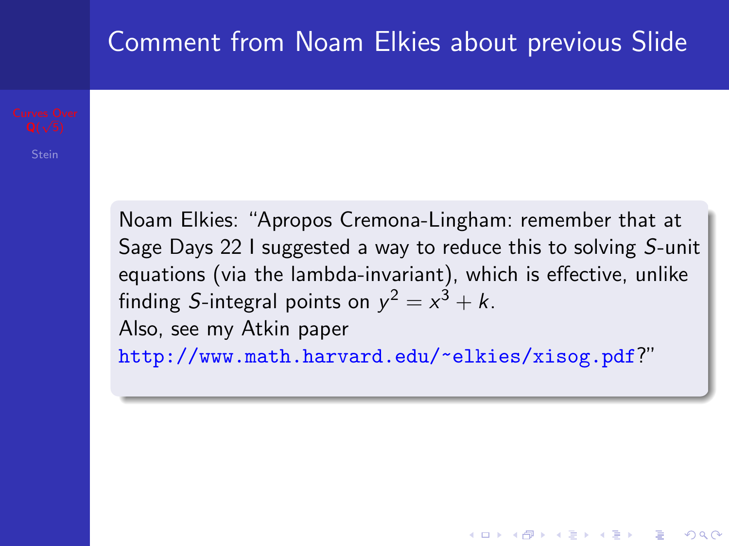# Comment from Noam Elkies about previous Slide

Noam Elkies: "Apropos Cremona-Lingham: remember that at Sage Days 22 I suggested a way to reduce this to solving $S$-unit equations (via the lambda-invariant), which is effective, unlike finding $S$-integral points on $y^2 = x^3 + k$.
Also, see my Atkin paper
http://www.math.harvard.edu/~elkies/xisog.pdf?"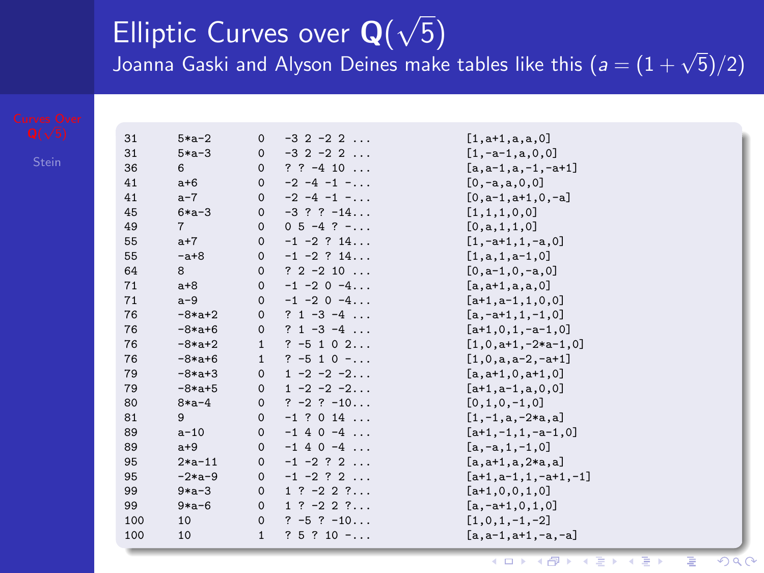# Elliptic Curves over $\mathbf{Q}(\sqrt{5})$

## Joanna Gaski and Alyson Deines make tables like this ($a = (1+\sqrt{5})/2$)

```
31      5*a-2     0    -3 2 -2 2 ...          [1,a+1,a,a,0]
31      5*a-3     0    -3 2 -2 2 ...          [1,-a-1,a,0,0]
36      6         0    ? ? -4 10 ...          [a,a-1,a,-1,-a+1]
41      a+6       0    -2 -4 -1 -...          [0,-a,a,0,0]
41      a-7       0    -2 -4 -1 -...          [0,a-1,a+1,0,-a]
45      6*a-3     0    -3 ? ? -14...          [1,1,1,0,0]
49      7         0    0 5 -4 ? -...          [0,a,1,1,0]
55      a+7       0    -1 -2 ? 14...          [1,-a+1,1,-a,0]
55      -a+8      0    -1 -2 ? 14...          [1,a,1,a-1,0]
64      8         0    ? 2 -2 10 ...          [0,a-1,0,-a,0]
71      a+8       0    -1 -2 0 -4...          [a,a+1,a,a,0]
71      a-9       0    -1 -2 0 -4...          [a+1,a-1,1,0,0]
76      -8*a+2    0    ? 1 -3 -4 ...          [a,-a+1,1,-1,0]
76      -8*a+6    0    ? 1 -3 -4 ...          [a+1,0,1,-a-1,0]
76      -8*a+2    1    ? -5 1 0 2...          [1,0,a+1,-2*a-1,0]
76      -8*a+6    1    ? -5 1 0 -...          [1,0,a,a-2,-a+1]
79      -8*a+3    0    1 -2 -2 -2...          [a,a+1,0,a+1,0]
79      -8*a+5    0    1 -2 -2 -2...          [a+1,a-1,a,0,0]
80      8*a-4     0    ? -2 ? -10...          [0,1,0,-1,0]
81      9         0    -1 ? 0 14 ...          [1,-1,a,-2*a,a]
89      a-10      0    -1 4 0 -4 ...          [a+1,-1,1,-a-1,0]
89      a+9       0    -1 4 0 -4 ...          [a,-a,1,-1,0]
95      2*a-11    0    -1 -2 ? 2 ...          [a,a+1,a,2*a,a]
95      -2*a-9    0    -1 -2 ? 2 ...          [a+1,a-1,1,-a+1,-1]
99      9*a-3     0    1 ? -2 2 ?...          [a+1,0,0,1,0]
99      9*a-6     0    1 ? -2 2 ?...          [a,-a+1,0,1,0]
100     10        0    ? -5 ? -10...          [1,0,1,-1,-2]
100     10        1    ? 5 ? 10 -...          [a,a-1,a+1,-a,-a]
```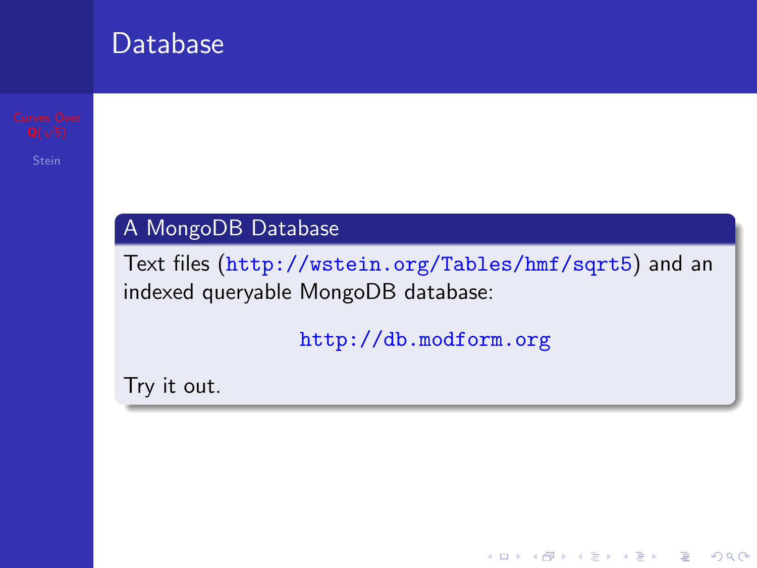# Database

## A MongoDB Database

Text files (http://wstein.org/Tables/hmf/sqrt5) and an indexed queryable MongoDB database:

http://db.modform.org

Try it out.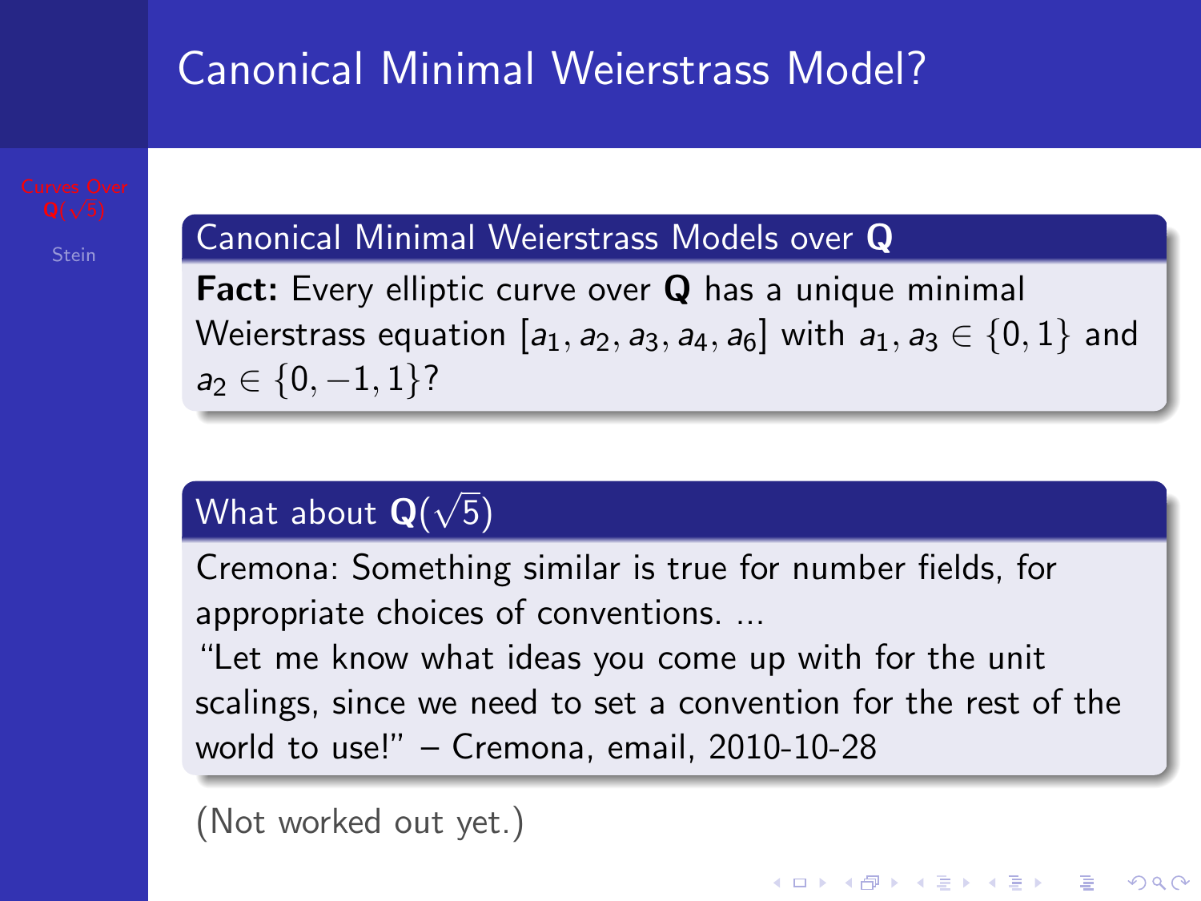# Canonical Minimal Weierstrass Model?

## Canonical Minimal Weierstrass Models over $\mathbf{Q}$

**Fact:** Every elliptic curve over $\mathbf{Q}$ has a unique minimal Weierstrass equation $[a_1, a_2, a_3, a_4, a_6]$ with $a_1, a_3 \in \{0, 1\}$ and $a_2 \in \{0, -1, 1\}$?

## What about $\mathbf{Q}(\sqrt{5})$

Cremona: Something similar is true for number fields, for appropriate choices of conventions. ...

"Let me know what ideas you come up with for the unit scalings, since we need to set a convention for the rest of the world to use!" – Cremona, email, 2010-10-28

(Not worked out yet.)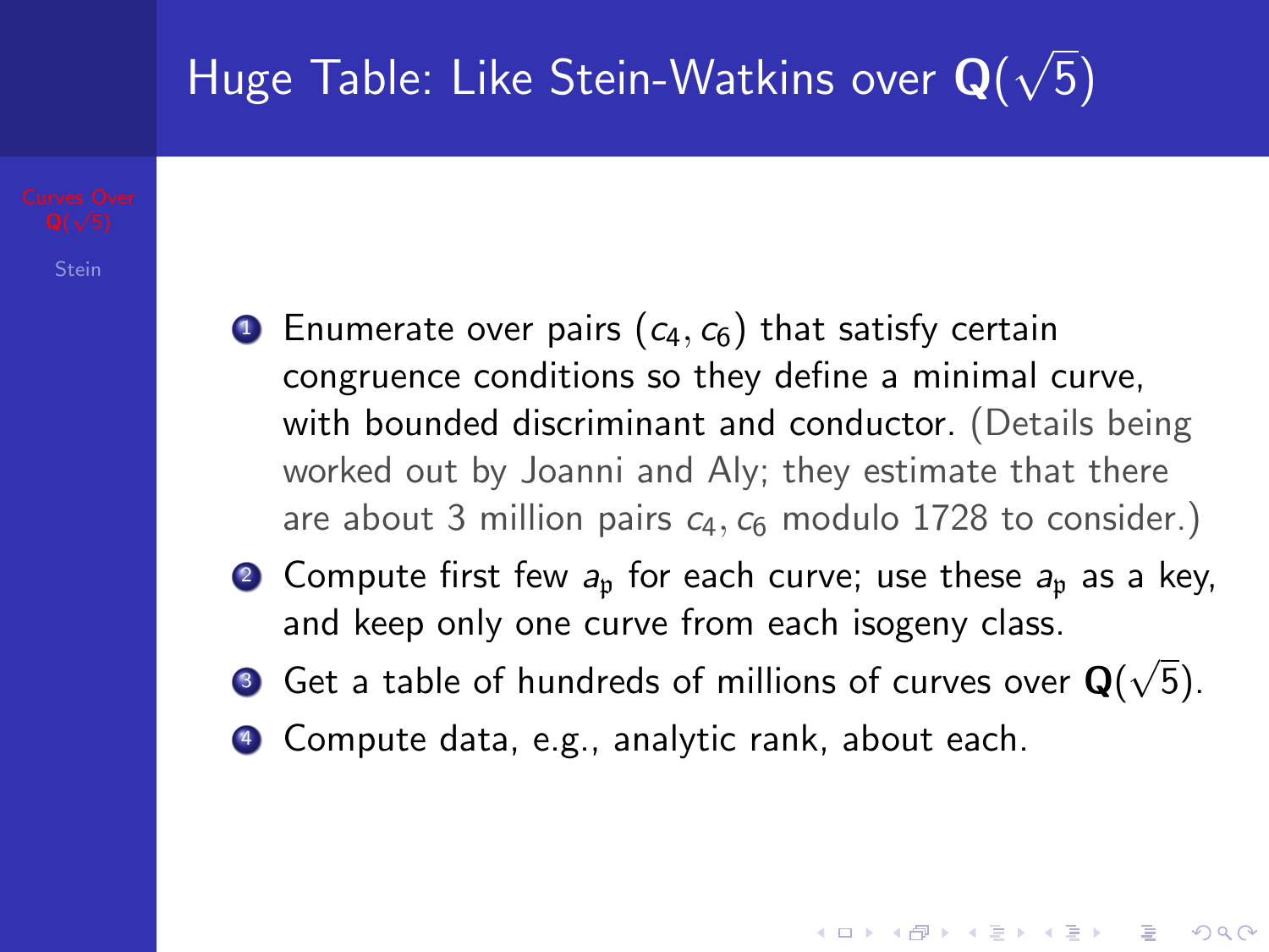# Huge Table: Like Stein-Watkins over $\mathbf{Q}(\sqrt{5})$

1. Enumerate over pairs $(c_4, c_6)$ that satisfy certain congruence conditions so they define a minimal curve, with bounded discriminant and conductor. (Details being worked out by Joanni and Aly; they estimate that there are about 3 million pairs $c_4, c_6$ modulo 1728 to consider.)
2. Compute first few $a_{\mathfrak{p}}$ for each curve; use these $a_{\mathfrak{p}}$ as a key, and keep only one curve from each isogeny class.
3. Get a table of hundreds of millions of curves over $\mathbf{Q}(\sqrt{5})$.
4. Compute data, e.g., analytic rank, about each.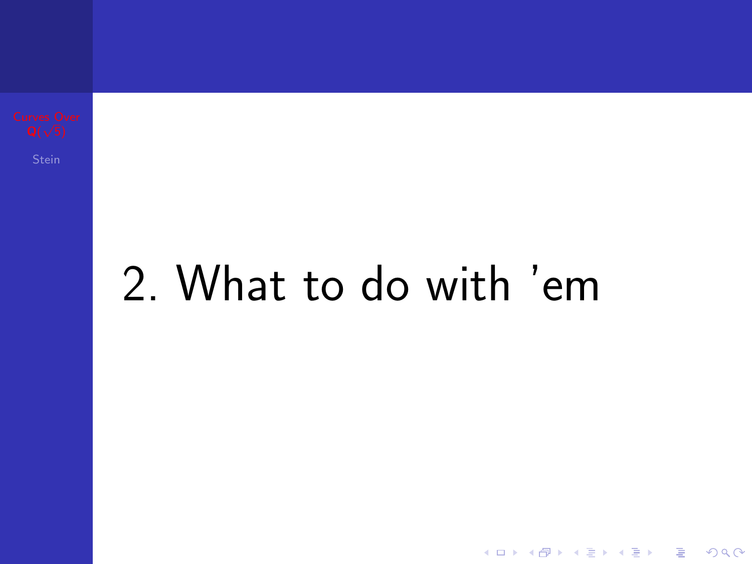# 2. What to do with 'em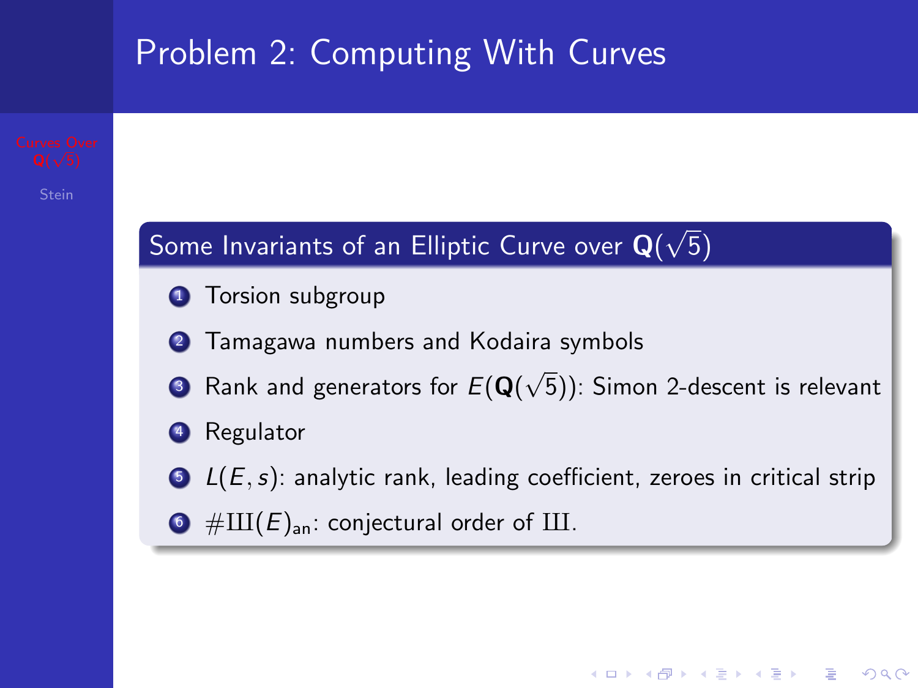# Problem 2: Computing With Curves

## Some Invariants of an Elliptic Curve over $\mathbf{Q}(\sqrt{5})$

1. Torsion subgroup
2. Tamagawa numbers and Kodaira symbols
3. Rank and generators for $E(\mathbf{Q}(\sqrt{5}))$: Simon 2-descent is relevant
4. Regulator
5. $L(E, s)$: analytic rank, leading coefficient, zeroes in critical strip
6. $\#Ш(E)_{\text{an}}$: conjectural order of Ш.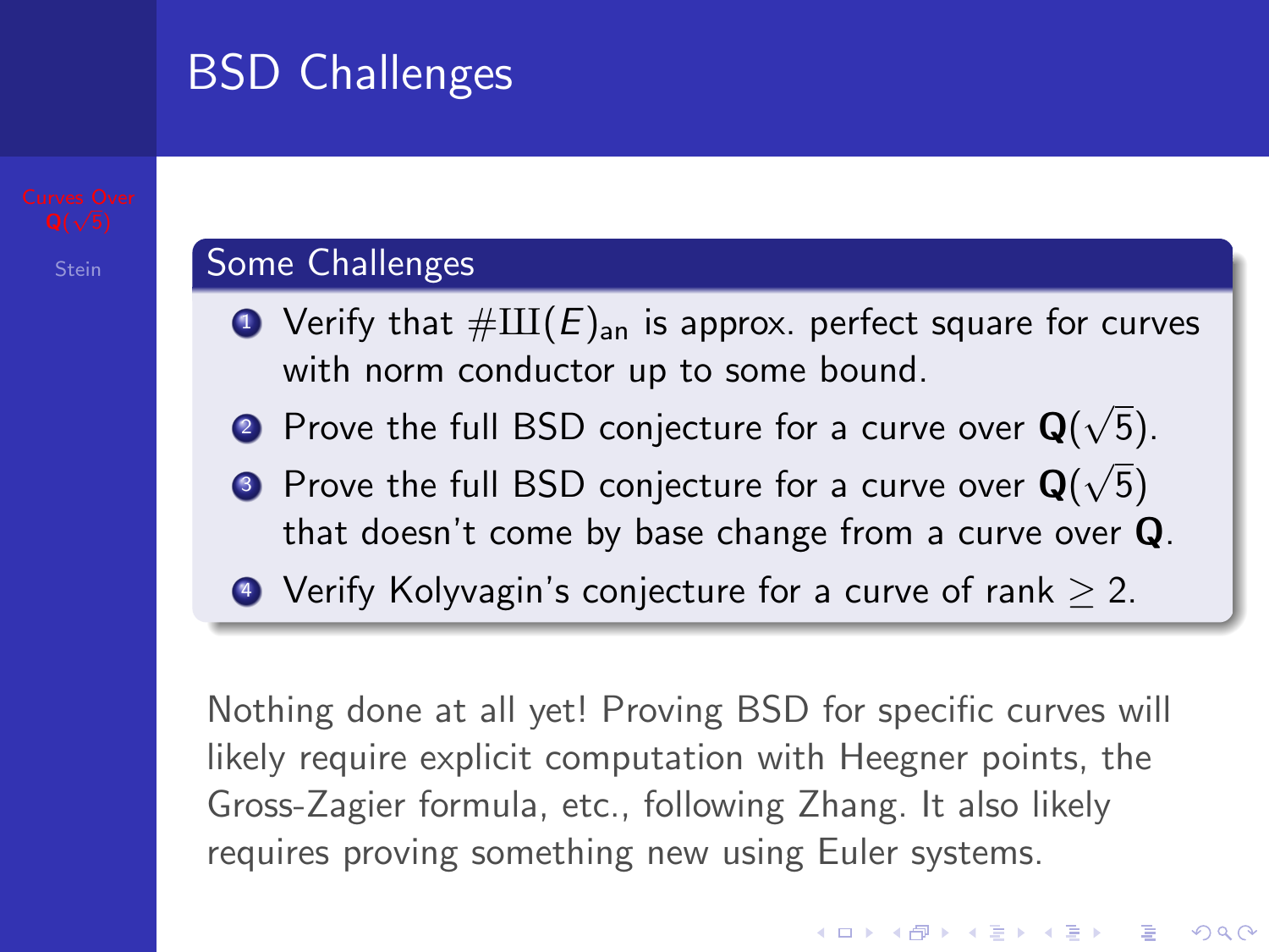# BSD Challenges

## Some Challenges

1. Verify that $\#\text{Ш}(E)_{\text{an}}$ is approx. perfect square for curves with norm conductor up to some bound.
2. Prove the full BSD conjecture for a curve over $\mathbf{Q}(\sqrt{5})$.
3. Prove the full BSD conjecture for a curve over $\mathbf{Q}(\sqrt{5})$ that doesn't come by base change from a curve over $\mathbf{Q}$.
4. Verify Kolyvagin's conjecture for a curve of rank $\geq 2$.

Nothing done at all yet! Proving BSD for specific curves will likely require explicit computation with Heegner points, the Gross-Zagier formula, etc., following Zhang. It also likely requires proving something new using Euler systems.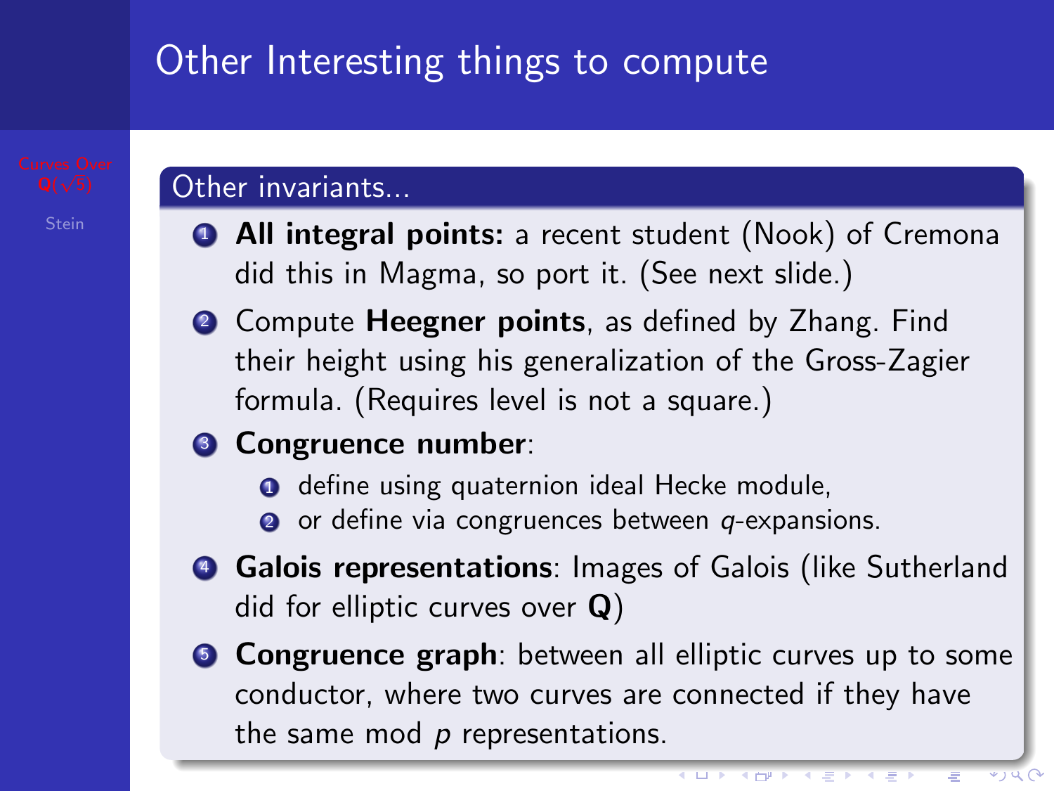# Other Interesting things to compute

## Other invariants...

1. **All integral points:** a recent student (Nook) of Cremona did this in Magma, so port it. (See next slide.)
2. Compute **Heegner points**, as defined by Zhang. Find their height using his generalization of the Gross-Zagier formula. (Requires level is not a square.)
3. **Congruence number**:
   1. define using quaternion ideal Hecke module,
   2. or define via congruences between $q$-expansions.
4. **Galois representations**: Images of Galois (like Sutherland did for elliptic curves over $\mathbf{Q}$)
5. **Congruence graph**: between all elliptic curves up to some conductor, where two curves are connected if they have the same mod $p$ representations.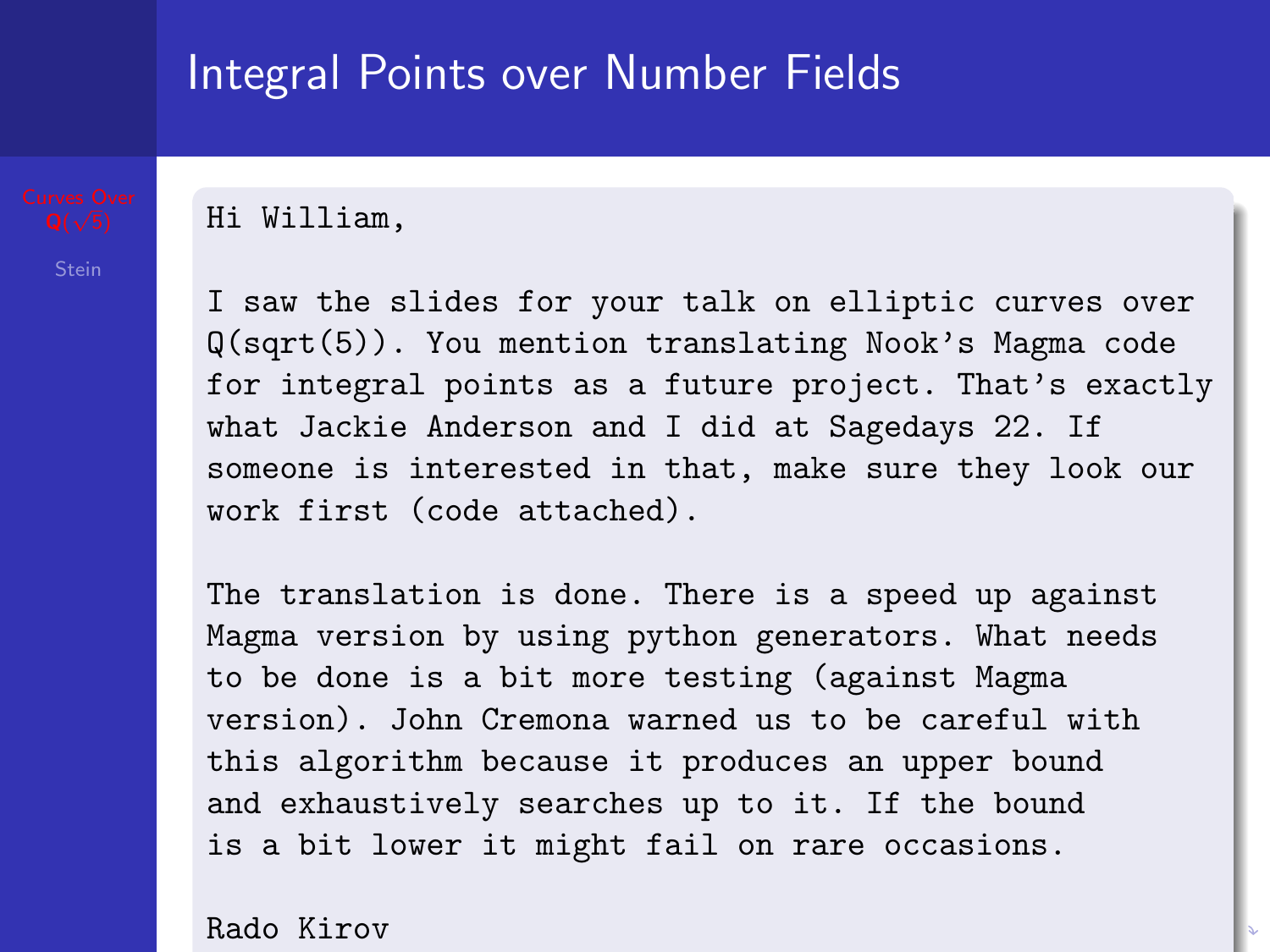# Integral Points over Number Fields

```
Hi William,

I saw the slides for your talk on elliptic curves over
Q(sqrt(5)). You mention translating Nook's Magma code
for integral points as a future project. That's exactly
what Jackie Anderson and I did at Sagedays 22. If
someone is interested in that, make sure they look our
work first (code attached).

The translation is done. There is a speed up against
Magma version by using python generators. What needs
to be done is a bit more testing (against Magma
version). John Cremona warned us to be careful with
this algorithm because it produces an upper bound
and exhaustively searches up to it. If the bound
is a bit lower it might fail on rare occasions.

Rado Kirov
```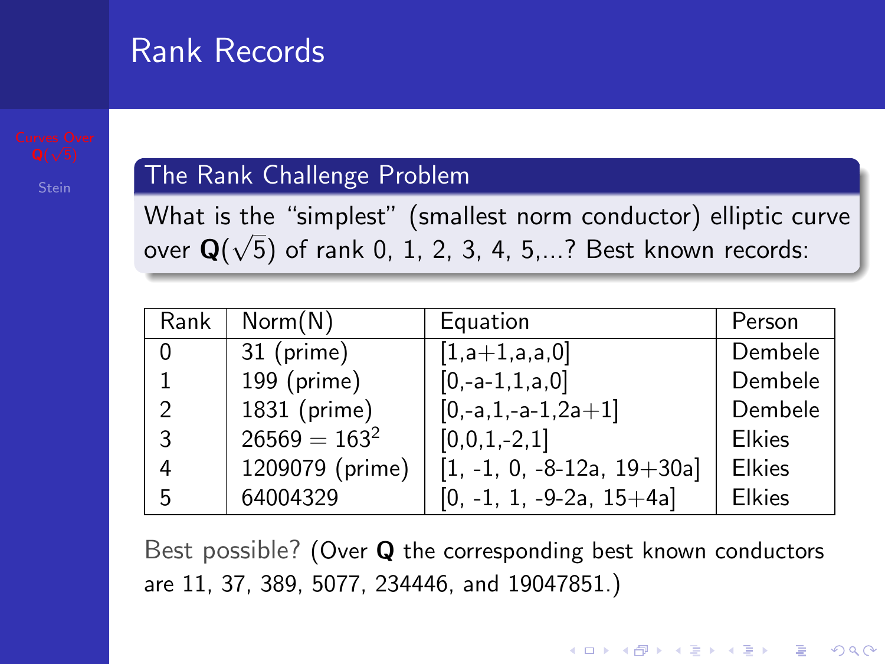# Rank Records

**The Rank Challenge Problem**

What is the “simplest” (smallest norm conductor) elliptic curve over $\mathbf{Q}(\sqrt{5})$ of rank 0, 1, 2, 3, 4, 5,...? Best known records:

| Rank | Norm(N) | Equation | Person |
|---|---|---|---|
| 0 | 31 (prime) | [1,a+1,a,a,0] | Dembele |
| 1 | 199 (prime) | [0,-a-1,1,a,0] | Dembele |
| 2 | 1831 (prime) | [0,-a,1,-a-1,2a+1] | Dembele |
| 3 | $26569 = 163^2$ | [0,0,1,-2,1] | Elkies |
| 4 | 1209079 (prime) | [1, -1, 0, -8-12a, 19+30a] | Elkies |
| 5 | 64004329 | [0, -1, 1, -9-2a, 15+4a] | Elkies |

Best possible? (Over $\mathbf{Q}$ the corresponding best known conductors are 11, 37, 389, 5077, 234446, and 19047851.)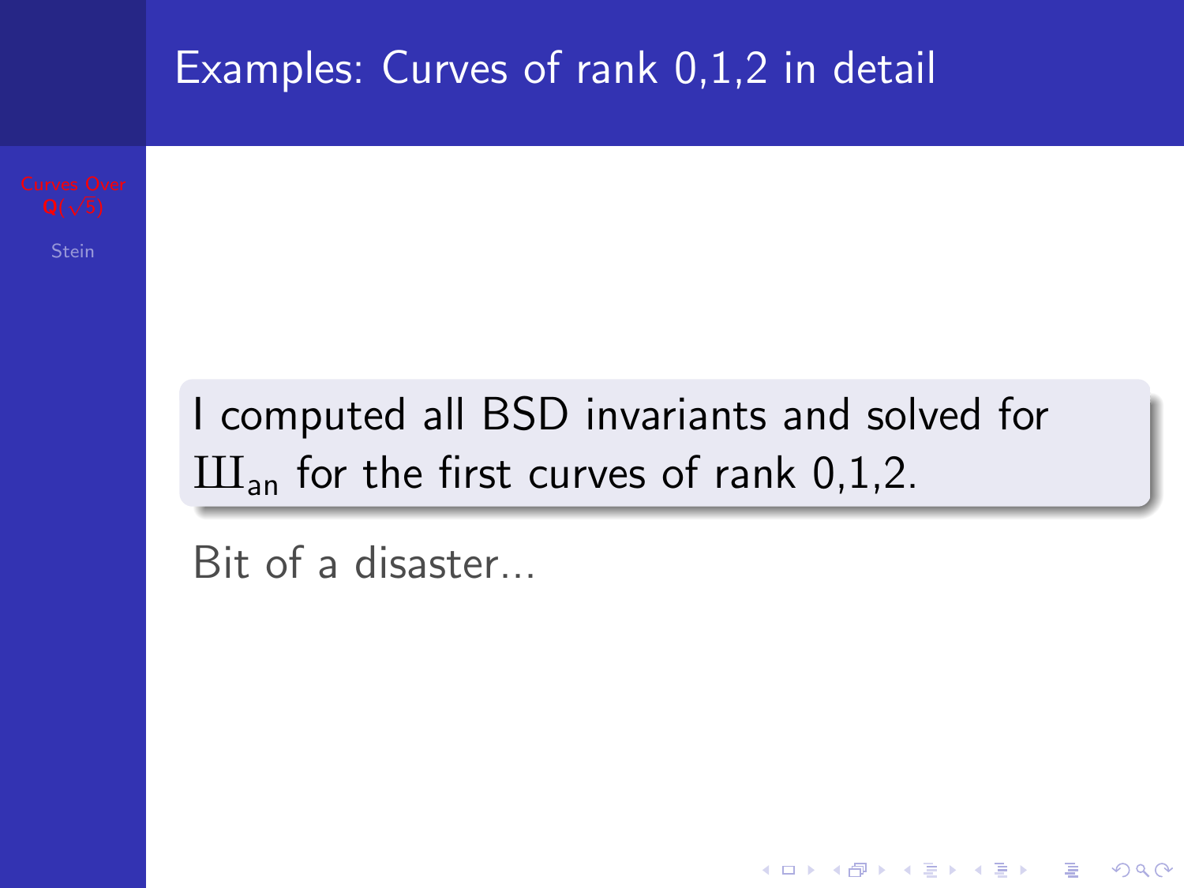# Examples: Curves of rank 0,1,2 in detail

I computed all BSD invariants and solved for $Ш_{\mathrm{an}}$ for the first curves of rank 0,1,2.

Bit of a disaster...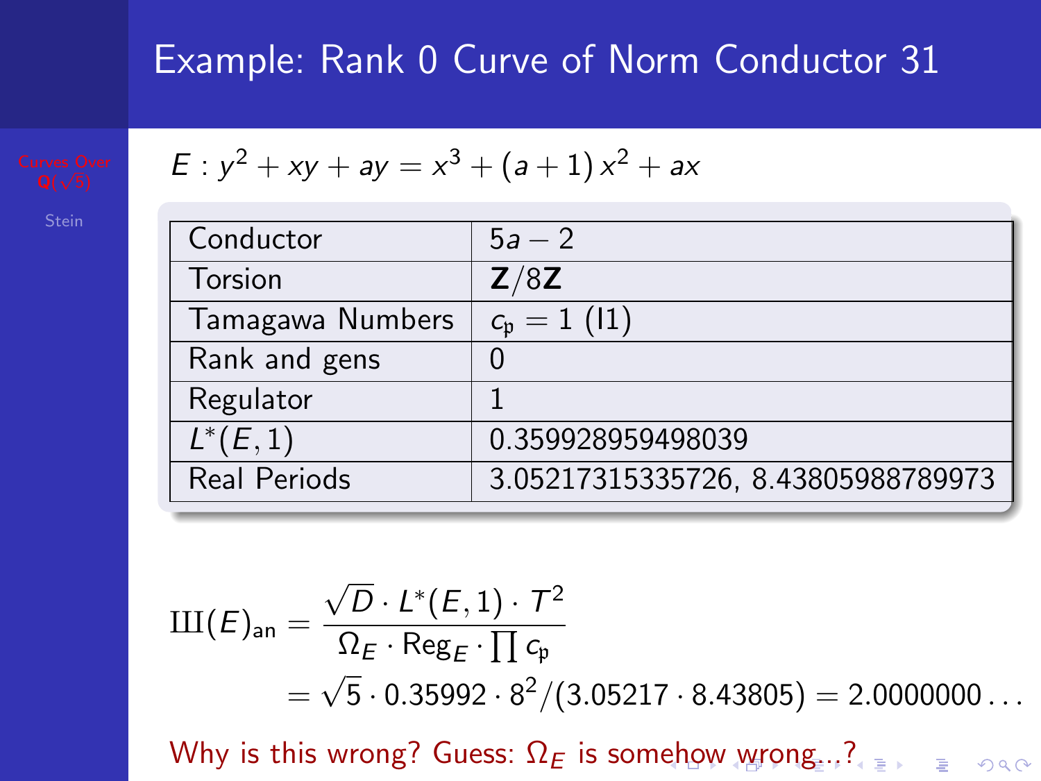# Example: Rank 0 Curve of Norm Conductor 31

$$E : y^2 + xy + ay = x^3 + (a+1)x^2 + ax$$

| | |
|---|---|
| Conductor | $5a - 2$ |
| Torsion | $\mathbf{Z}/8\mathbf{Z}$ |
| Tamagawa Numbers | $c_{\mathfrak{p}} = 1$ (I1) |
| Rank and gens | 0 |
| Regulator | 1 |
| $L^*(E,1)$ | 0.359928959498039 |
| Real Periods | 3.05217315335726, 8.43805988789973 |

$$\text{Ш}(E)_{\text{an}} = \frac{\sqrt{D} \cdot L^*(E,1) \cdot T^2}{\Omega_E \cdot \text{Reg}_E \cdot \prod c_{\mathfrak{p}}}$$
$$= \sqrt{5} \cdot 0.35992 \cdot 8^2 / (3.05217 \cdot 8.43805) = 2.0000000\ldots$$

Why is this wrong? Guess: $\Omega_E$ is somehow wrong...?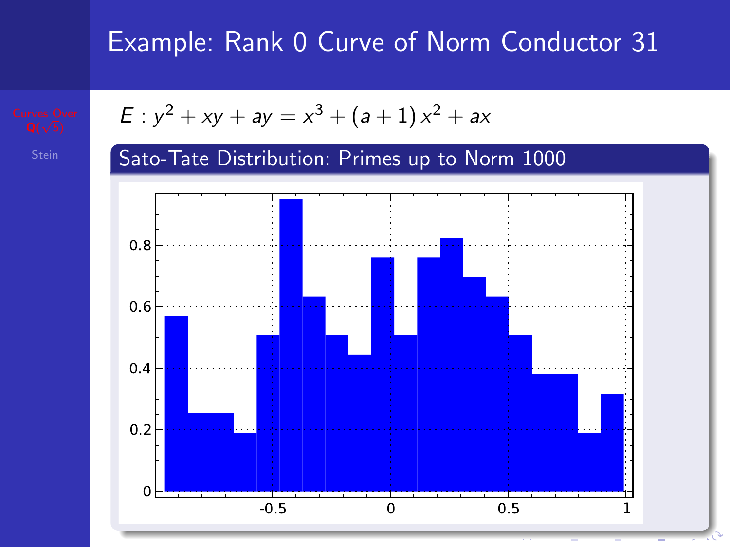# Example: Rank 0 Curve of Norm Conductor 31

$$E : y^2 + xy + ay = x^3 + (a+1)x^2 + ax$$

## Sato-Tate Distribution: Primes up to Norm 1000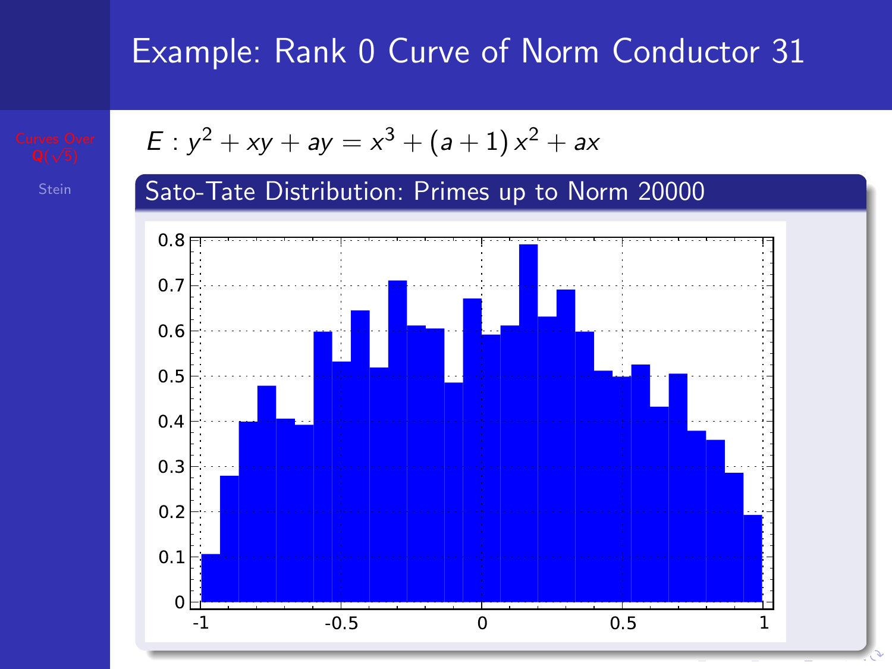# Example: Rank 0 Curve of Norm Conductor 31

$$E : y^2 + xy + ay = x^3 + (a+1)\,x^2 + ax$$

## Sato-Tate Distribution: Primes up to Norm 20000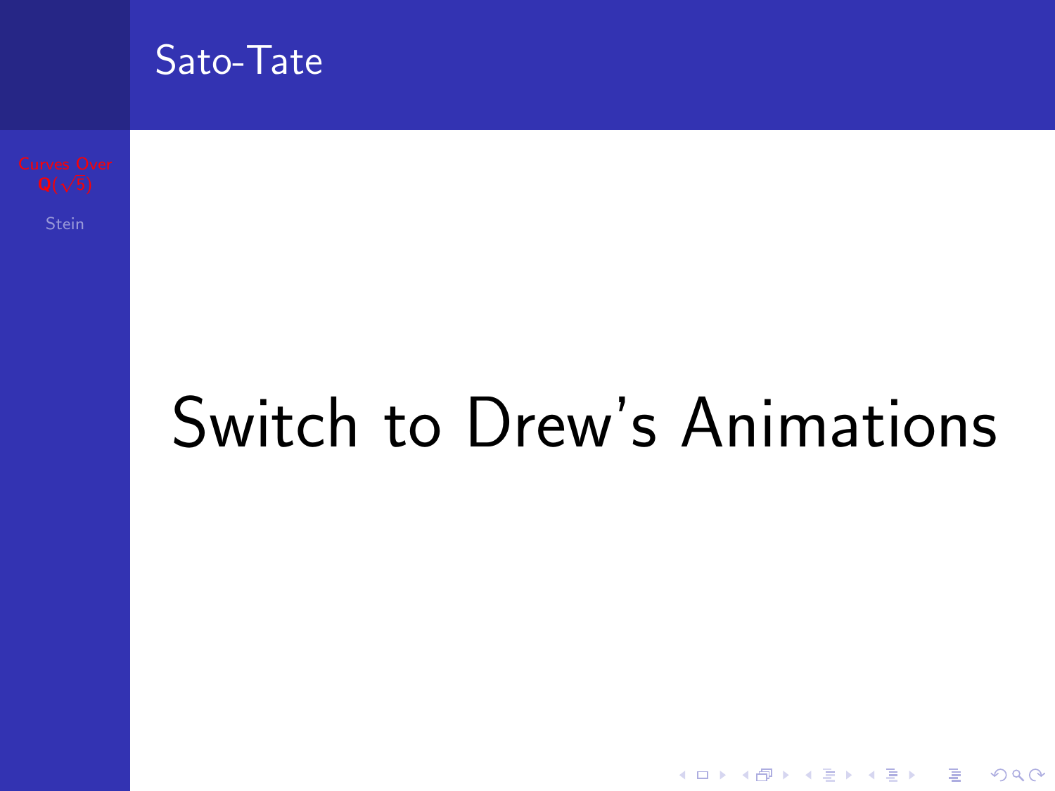## Sato-Tate

# Switch to Drew's Animations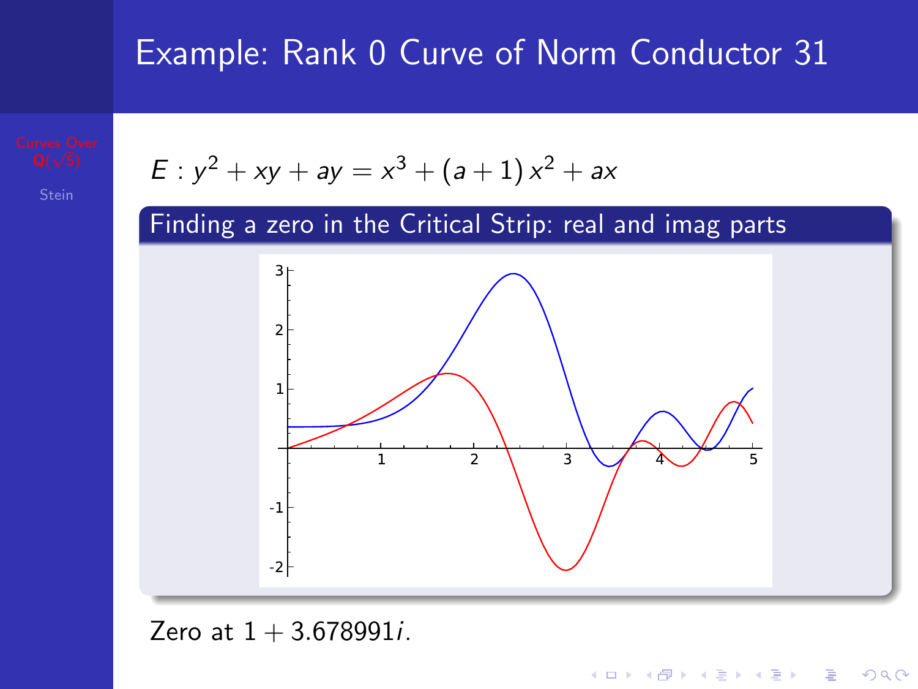# Example: Rank 0 Curve of Norm Conductor 31

$$E : y^2 + xy + ay = x^3 + (a+1)\,x^2 + ax$$

## Finding a zero in the Critical Strip: real and imag parts

Zero at $1 + 3.678991i$.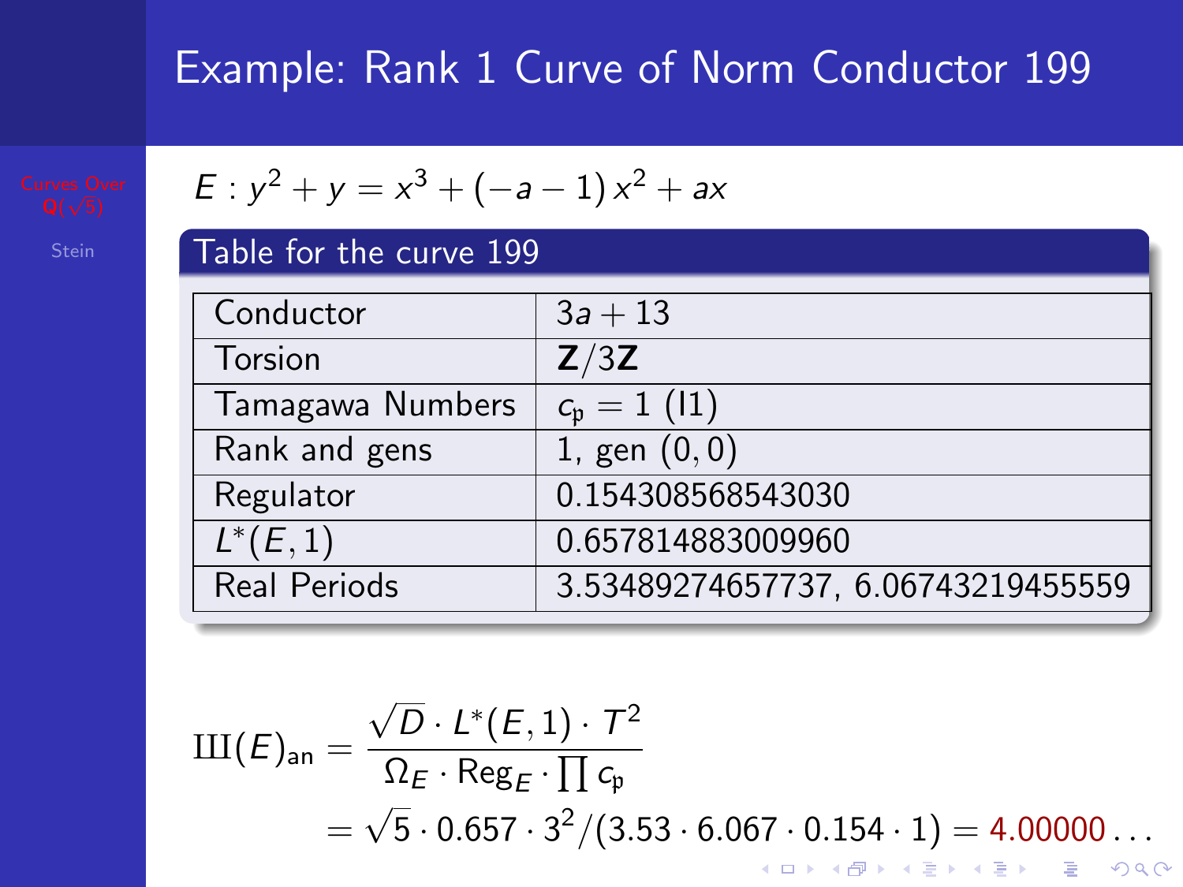# Example: Rank 1 Curve of Norm Conductor 199

$$E : y^2 + y = x^3 + (-a-1)x^2 + ax$$

**Table for the curve 199**

| | |
|---|---|
| Conductor | $3a + 13$ |
| Torsion | $\mathbf{Z}/3\mathbf{Z}$ |
| Tamagawa Numbers | $c_\mathfrak{p} = 1$ (I1) |
| Rank and gens | 1, gen $(0, 0)$ |
| Regulator | 0.154308568543030 |
| $L^*(E, 1)$ | 0.657814883009960 |
| Real Periods | 3.53489274657737, 6.06743219455559 |

$$\text{Ш}(E)_{\text{an}} = \frac{\sqrt{D} \cdot L^*(E,1) \cdot T^2}{\Omega_E \cdot \text{Reg}_E \cdot \prod c_\mathfrak{p}}$$

$$= \sqrt{5} \cdot 0.657 \cdot 3^2 / (3.53 \cdot 6.067 \cdot 0.154 \cdot 1) = 4.00000\ldots$$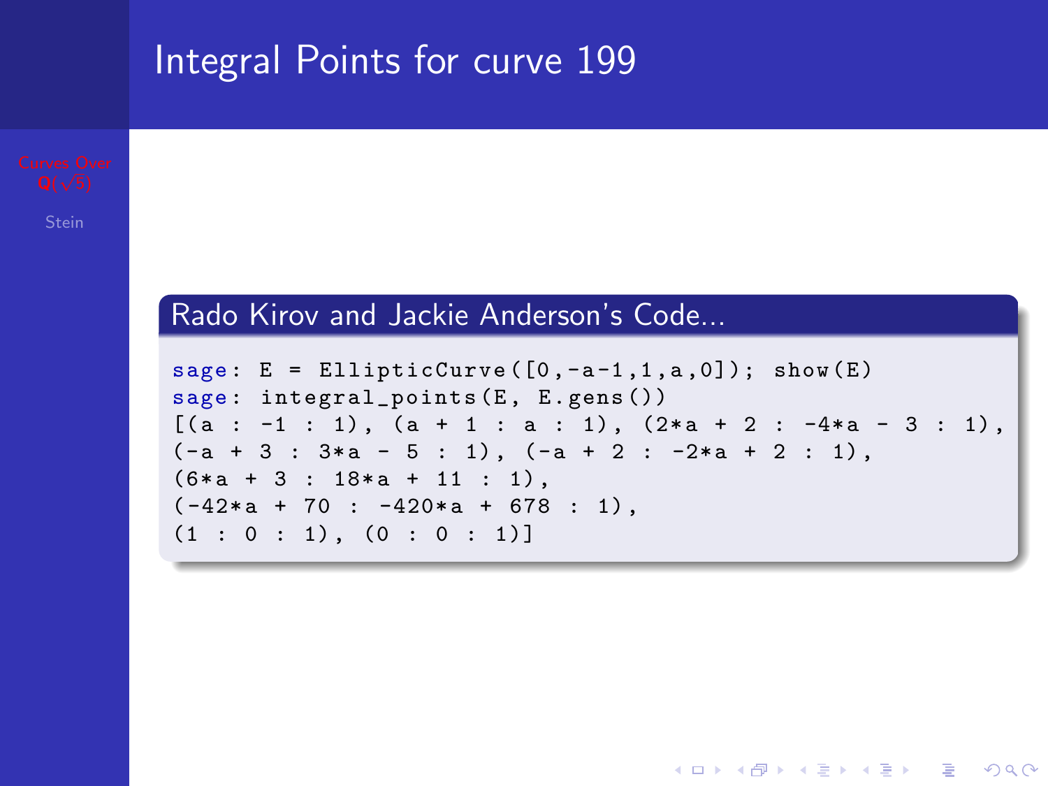# Integral Points for curve 199

## Rado Kirov and Jackie Anderson's Code...

```
sage: E = EllipticCurve([0,-a-1,1,a,0]); show(E)
sage: integral_points(E, E.gens())
[(a : -1 : 1), (a + 1 : a : 1), (2*a + 2 : -4*a - 3 : 1),
(-a + 3 : 3*a - 5 : 1), (-a + 2 : -2*a + 2 : 1),
(6*a + 3 : 18*a + 11 : 1),
(-42*a + 70 : -420*a + 678 : 1),
(1 : 0 : 1), (0 : 0 : 1)]
```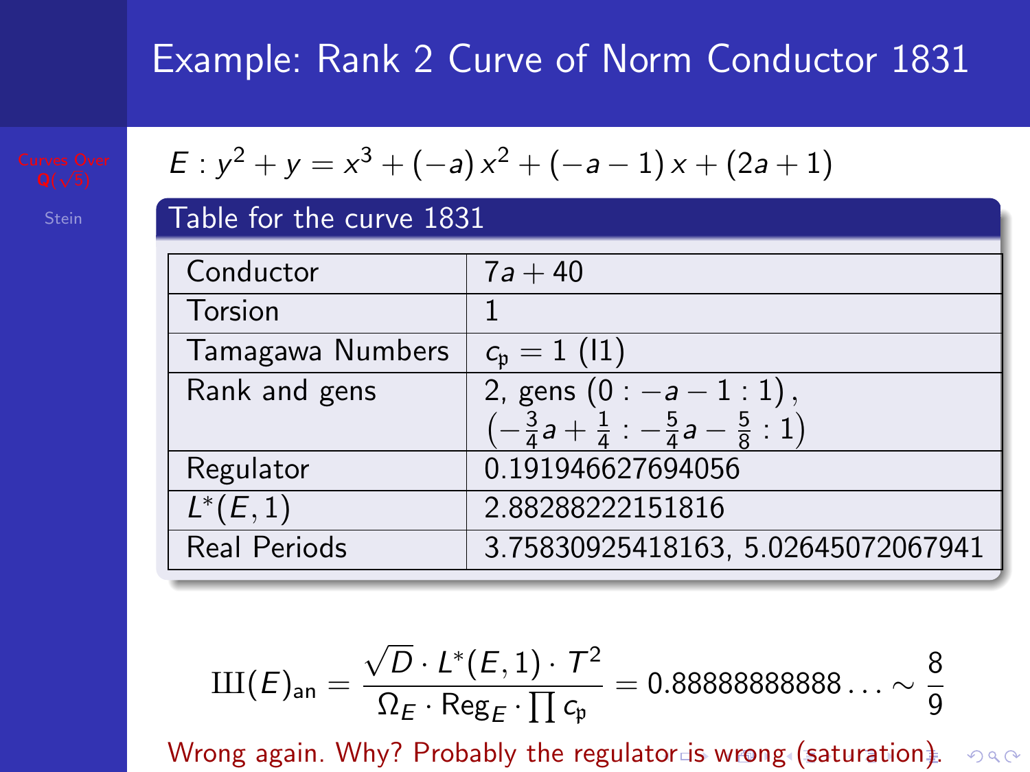# Example: Rank 2 Curve of Norm Conductor 1831

$$E : y^2 + y = x^3 + (-a)\,x^2 + (-a-1)\,x + (2a+1)$$

**Table for the curve 1831**

| | |
|---|---|
| Conductor | $7a + 40$ |
| Torsion | 1 |
| Tamagawa Numbers | $c_{\mathfrak{p}} = 1$ (I1) |
| Rank and gens | 2, gens $(0 : -a-1 : 1)$, $\left(-\frac{3}{4}a + \frac{1}{4} : -\frac{5}{4}a - \frac{5}{8} : 1\right)$ |
| Regulator | 0.191946627694056 |
| $L^*(E,1)$ | 2.88288222151816 |
| Real Periods | 3.75830925418163, 5.02645072067941 |

$$Ш(E)_{\text{an}} = \frac{\sqrt{D} \cdot L^*(E,1) \cdot T^2}{\Omega_E \cdot \text{Reg}_E \cdot \prod c_{\mathfrak{p}}} = 0.8888888888\ldots \sim \frac{8}{9}$$

Wrong again. Why? Probably the regulator is wrong (saturation).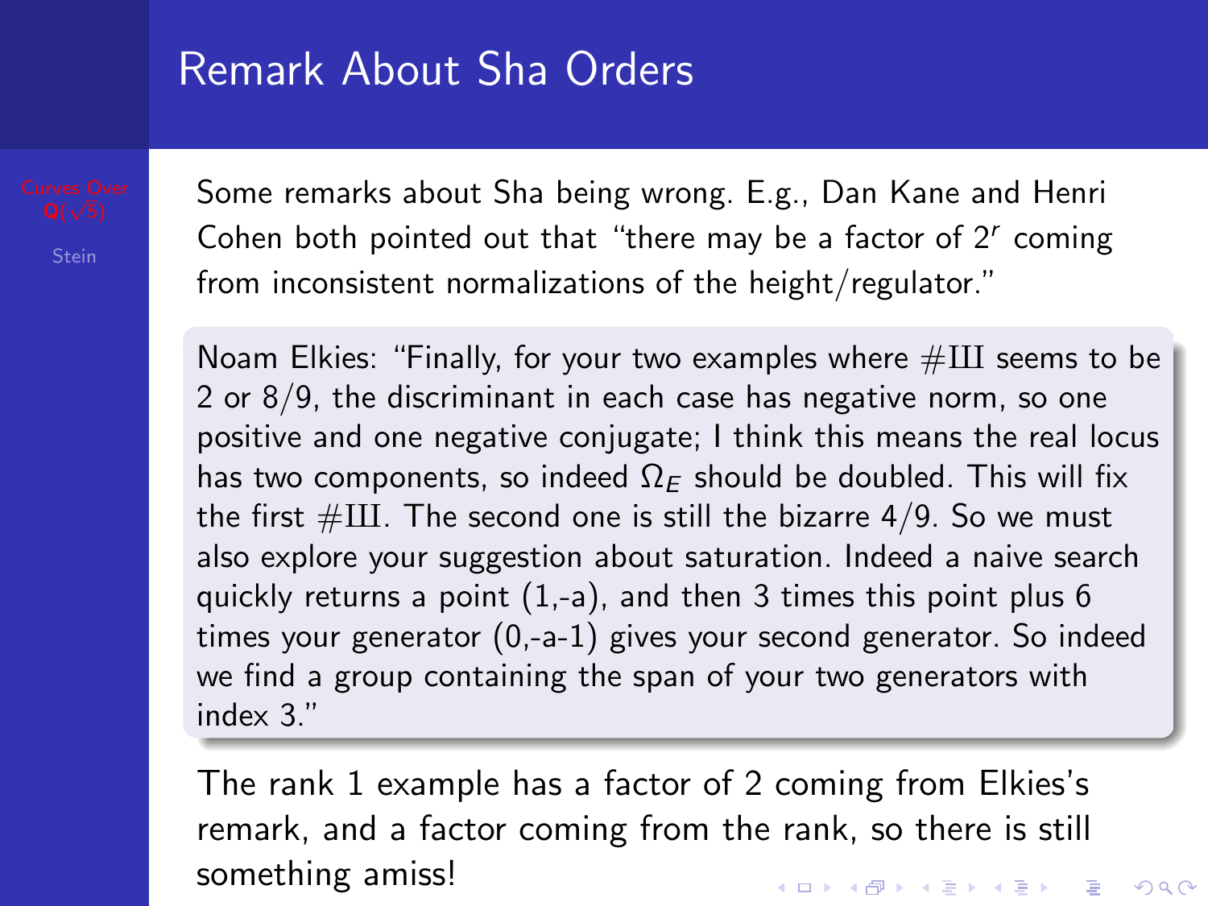# Remark About Sha Orders

Some remarks about Sha being wrong. E.g., Dan Kane and Henri Cohen both pointed out that "there may be a factor of $2^r$ coming from inconsistent normalizations of the height/regulator."

> Noam Elkies: "Finally, for your two examples where $\#Ш$ seems to be 2 or 8/9, the discriminant in each case has negative norm, so one positive and one negative conjugate; I think this means the real locus has two components, so indeed $\Omega_E$ should be doubled. This will fix the first $\#Ш$. The second one is still the bizarre 4/9. So we must also explore your suggestion about saturation. Indeed a naive search quickly returns a point (1,-a), and then 3 times this point plus 6 times your generator (0,-a-1) gives your second generator. So indeed we find a group containing the span of your two generators with index 3."

The rank 1 example has a factor of 2 coming from Elkies's remark, and a factor coming from the rank, so there is still something amiss!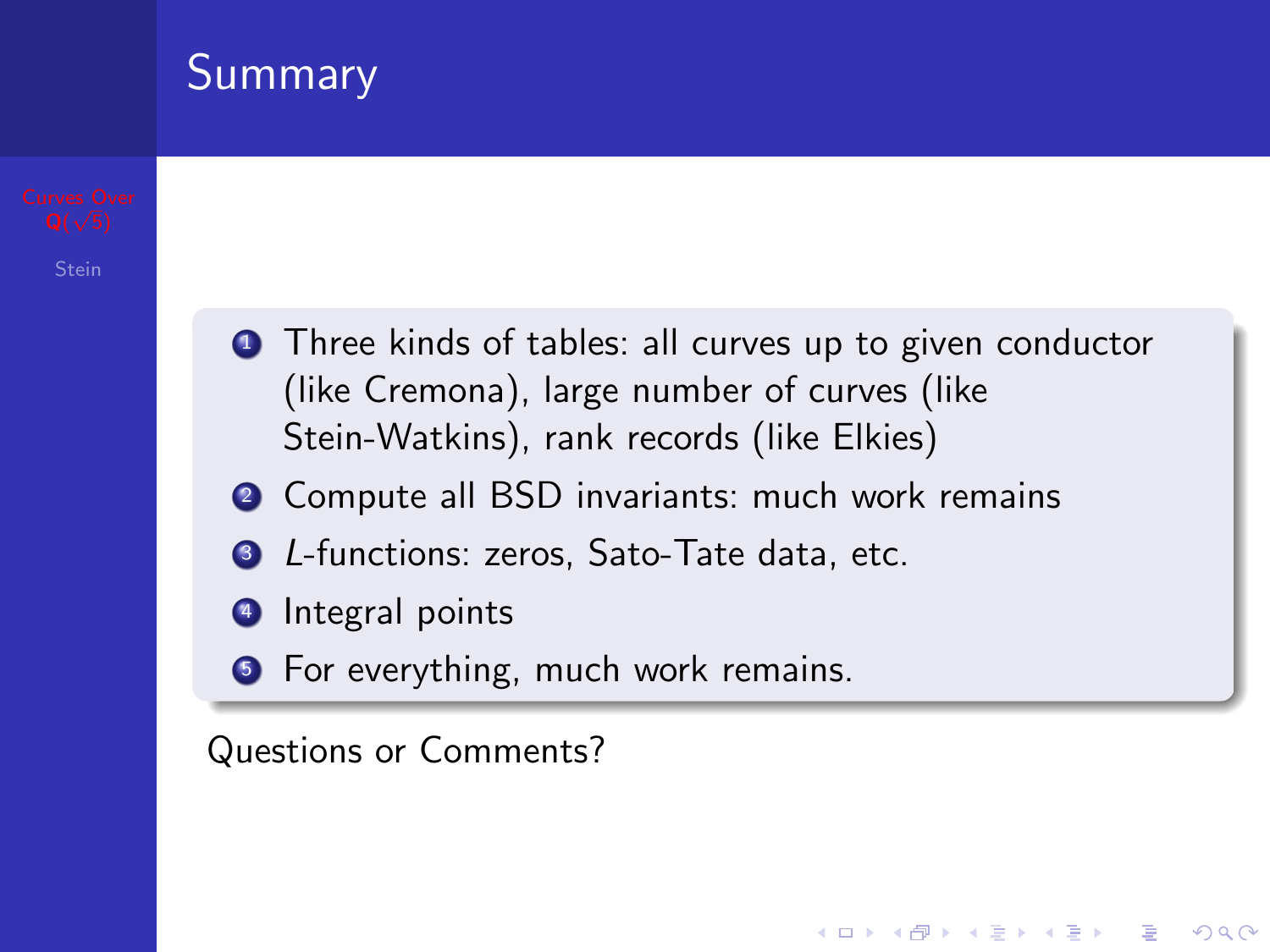# Summary

1. Three kinds of tables: all curves up to given conductor (like Cremona), large number of curves (like Stein-Watkins), rank records (like Elkies)
2. Compute all BSD invariants: much work remains
3. $L$-functions: zeros, Sato-Tate data, etc.
4. Integral points
5. For everything, much work remains.

Questions or Comments?